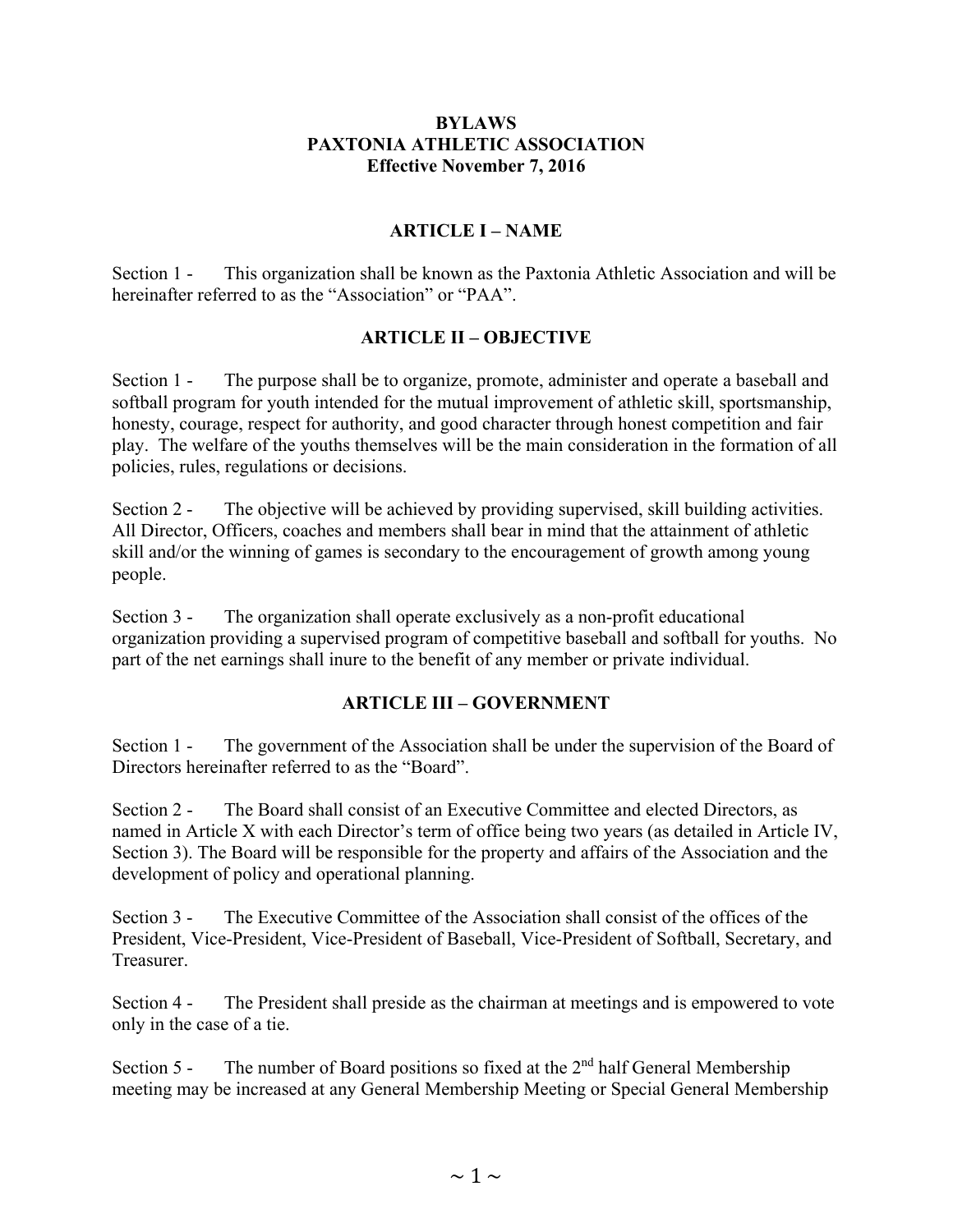# BYLAWS
# PAXTONIA ATHLETIC ASSOCIATION
# Effective November 7, 2016

## ARTICLE I – NAME

Section 1 - This organization shall be known as the Paxtonia Athletic Association and will be hereinafter referred to as the "Association" or "PAA".

## ARTICLE II – OBJECTIVE

Section 1 - The purpose shall be to organize, promote, administer and operate a baseball and softball program for youth intended for the mutual improvement of athletic skill, sportsmanship, honesty, courage, respect for authority, and good character through honest competition and fair play. The welfare of the youths themselves will be the main consideration in the formation of all policies, rules, regulations or decisions.

Section 2 - The objective will be achieved by providing supervised, skill building activities. All Director, Officers, coaches and members shall bear in mind that the attainment of athletic skill and/or the winning of games is secondary to the encouragement of growth among young people.

Section 3 - The organization shall operate exclusively as a non-profit educational organization providing a supervised program of competitive baseball and softball for youths. No part of the net earnings shall inure to the benefit of any member or private individual.

## ARTICLE III – GOVERNMENT

Section 1 - The government of the Association shall be under the supervision of the Board of Directors hereinafter referred to as the "Board".

Section 2 - The Board shall consist of an Executive Committee and elected Directors, as named in Article X with each Director's term of office being two years (as detailed in Article IV, Section 3). The Board will be responsible for the property and affairs of the Association and the development of policy and operational planning.

Section 3 - The Executive Committee of the Association shall consist of the offices of the President, Vice-President, Vice-President of Baseball, Vice-President of Softball, Secretary, and Treasurer.

Section 4 - The President shall preside as the chairman at meetings and is empowered to vote only in the case of a tie.

Section 5 - The number of Board positions so fixed at the 2nd half General Membership meeting may be increased at any General Membership Meeting or Special General Membership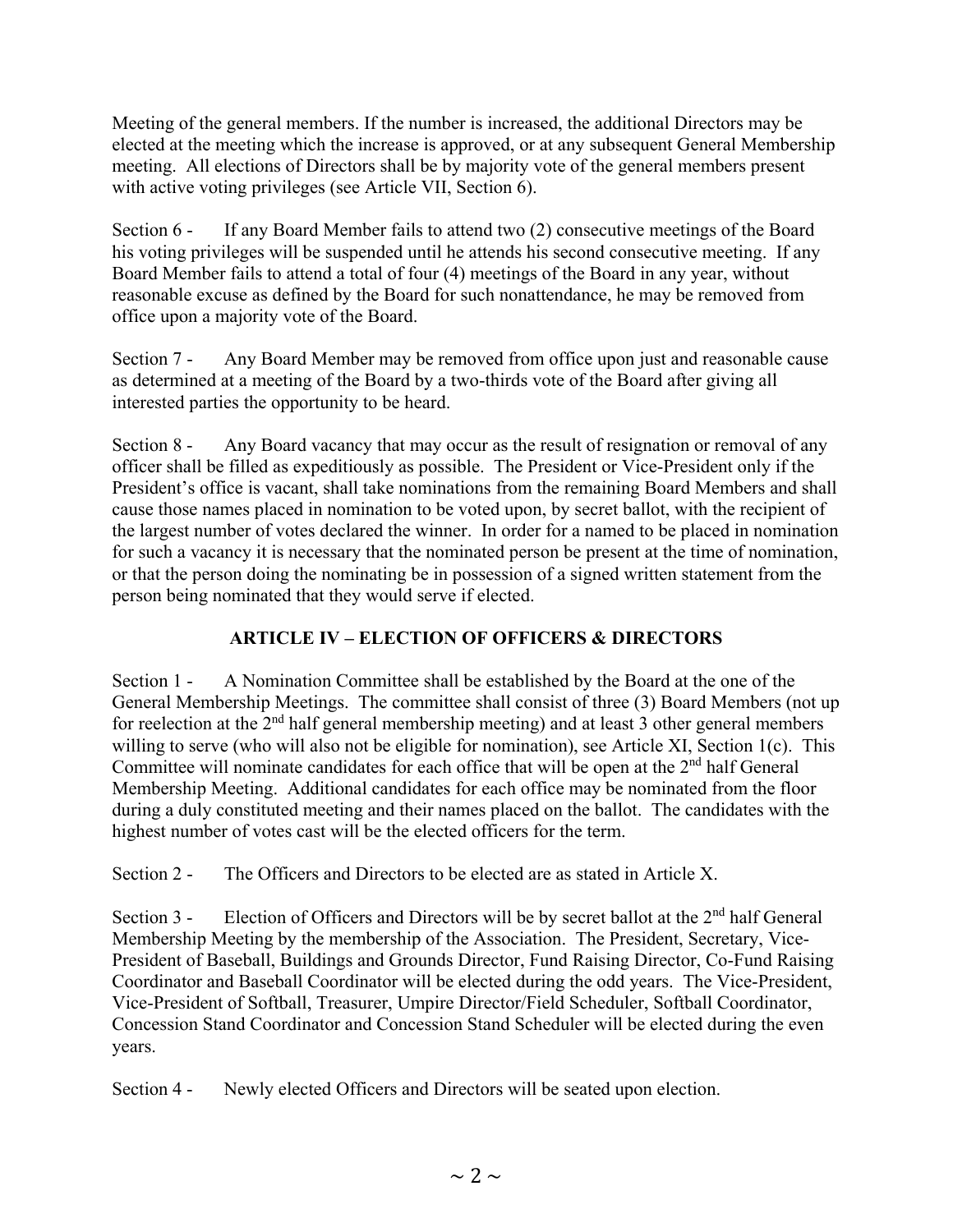Meeting of the general members. If the number is increased, the additional Directors may be elected at the meeting which the increase is approved, or at any subsequent General Membership meeting. All elections of Directors shall be by majority vote of the general members present with active voting privileges (see Article VII, Section 6).

Section 6 - If any Board Member fails to attend two (2) consecutive meetings of the Board his voting privileges will be suspended until he attends his second consecutive meeting. If any Board Member fails to attend a total of four (4) meetings of the Board in any year, without reasonable excuse as defined by the Board for such nonattendance, he may be removed from office upon a majority vote of the Board.

Section 7 - Any Board Member may be removed from office upon just and reasonable cause as determined at a meeting of the Board by a two-thirds vote of the Board after giving all interested parties the opportunity to be heard.

Section 8 - Any Board vacancy that may occur as the result of resignation or removal of any officer shall be filled as expeditiously as possible. The President or Vice-President only if the President's office is vacant, shall take nominations from the remaining Board Members and shall cause those names placed in nomination to be voted upon, by secret ballot, with the recipient of the largest number of votes declared the winner. In order for a named to be placed in nomination for such a vacancy it is necessary that the nominated person be present at the time of nomination, or that the person doing the nominating be in possession of a signed written statement from the person being nominated that they would serve if elected.

## ARTICLE IV – ELECTION OF OFFICERS & DIRECTORS

Section 1 - A Nomination Committee shall be established by the Board at the one of the General Membership Meetings. The committee shall consist of three (3) Board Members (not up for reelection at the 2nd half general membership meeting) and at least 3 other general members willing to serve (who will also not be eligible for nomination), see Article XI, Section 1(c). This Committee will nominate candidates for each office that will be open at the 2nd half General Membership Meeting. Additional candidates for each office may be nominated from the floor during a duly constituted meeting and their names placed on the ballot. The candidates with the highest number of votes cast will be the elected officers for the term.

Section 2 - The Officers and Directors to be elected are as stated in Article X.

Section 3 - Election of Officers and Directors will be by secret ballot at the 2nd half General Membership Meeting by the membership of the Association. The President, Secretary, Vice-President of Baseball, Buildings and Grounds Director, Fund Raising Director, Co-Fund Raising Coordinator and Baseball Coordinator will be elected during the odd years. The Vice-President, Vice-President of Softball, Treasurer, Umpire Director/Field Scheduler, Softball Coordinator, Concession Stand Coordinator and Concession Stand Scheduler will be elected during the even years.

Section 4 - Newly elected Officers and Directors will be seated upon election.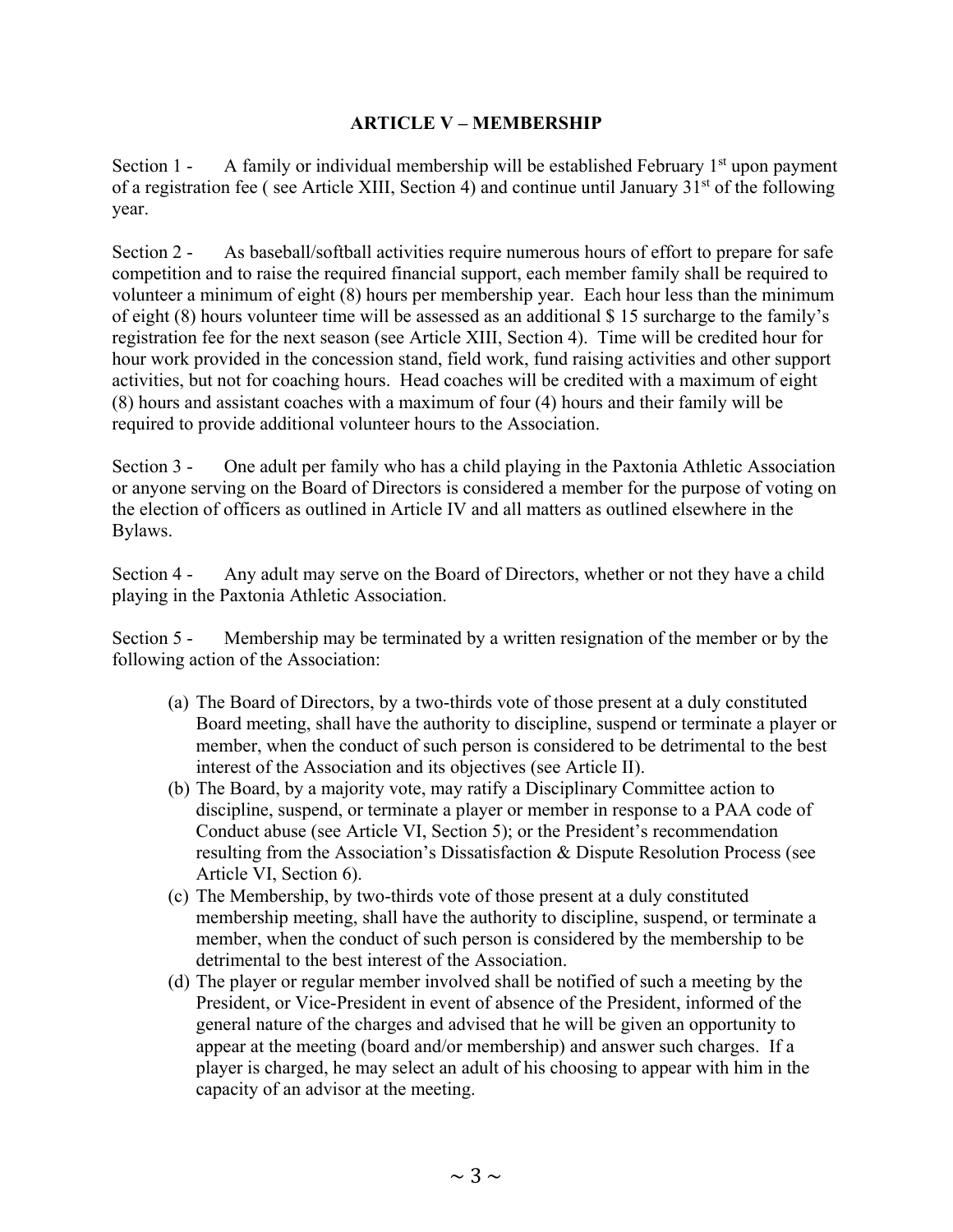## ARTICLE V – MEMBERSHIP

Section 1 - A family or individual membership will be established February 1st upon payment of a registration fee ( see Article XIII, Section 4) and continue until January 31st of the following year.

Section 2 - As baseball/softball activities require numerous hours of effort to prepare for safe competition and to raise the required financial support, each member family shall be required to volunteer a minimum of eight (8) hours per membership year. Each hour less than the minimum of eight (8) hours volunteer time will be assessed as an additional $ 15 surcharge to the family's registration fee for the next season (see Article XIII, Section 4). Time will be credited hour for hour work provided in the concession stand, field work, fund raising activities and other support activities, but not for coaching hours. Head coaches will be credited with a maximum of eight (8) hours and assistant coaches with a maximum of four (4) hours and their family will be required to provide additional volunteer hours to the Association.

Section 3 - One adult per family who has a child playing in the Paxtonia Athletic Association or anyone serving on the Board of Directors is considered a member for the purpose of voting on the election of officers as outlined in Article IV and all matters as outlined elsewhere in the Bylaws.

Section 4 - Any adult may serve on the Board of Directors, whether or not they have a child playing in the Paxtonia Athletic Association.

Section 5 - Membership may be terminated by a written resignation of the member or by the following action of the Association:

(a) The Board of Directors, by a two-thirds vote of those present at a duly constituted Board meeting, shall have the authority to discipline, suspend or terminate a player or member, when the conduct of such person is considered to be detrimental to the best interest of the Association and its objectives (see Article II).

(b) The Board, by a majority vote, may ratify a Disciplinary Committee action to discipline, suspend, or terminate a player or member in response to a PAA code of Conduct abuse (see Article VI, Section 5); or the President's recommendation resulting from the Association's Dissatisfaction & Dispute Resolution Process (see Article VI, Section 6).

(c) The Membership, by two-thirds vote of those present at a duly constituted membership meeting, shall have the authority to discipline, suspend, or terminate a member, when the conduct of such person is considered by the membership to be detrimental to the best interest of the Association.

(d) The player or regular member involved shall be notified of such a meeting by the President, or Vice-President in event of absence of the President, informed of the general nature of the charges and advised that he will be given an opportunity to appear at the meeting (board and/or membership) and answer such charges. If a player is charged, he may select an adult of his choosing to appear with him in the capacity of an advisor at the meeting.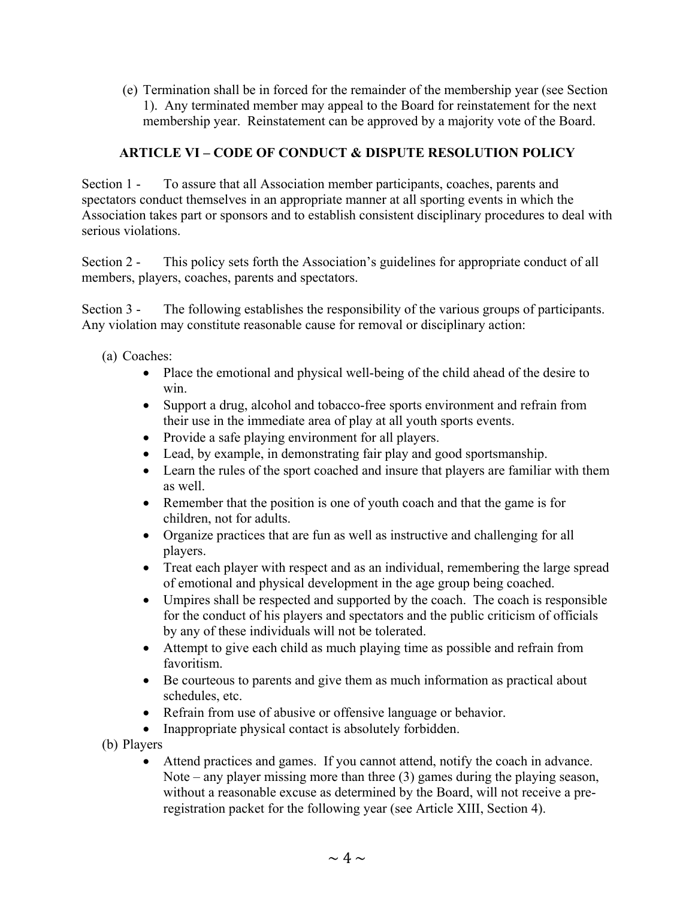(e) Termination shall be in forced for the remainder of the membership year (see Section 1). Any terminated member may appeal to the Board for reinstatement for the next membership year. Reinstatement can be approved by a majority vote of the Board.

## ARTICLE VI – CODE OF CONDUCT & DISPUTE RESOLUTION POLICY

Section 1 - To assure that all Association member participants, coaches, parents and spectators conduct themselves in an appropriate manner at all sporting events in which the Association takes part or sponsors and to establish consistent disciplinary procedures to deal with serious violations.

Section 2 - This policy sets forth the Association's guidelines for appropriate conduct of all members, players, coaches, parents and spectators.

Section 3 - The following establishes the responsibility of the various groups of participants. Any violation may constitute reasonable cause for removal or disciplinary action:

(a) Coaches:
- Place the emotional and physical well-being of the child ahead of the desire to win.
- Support a drug, alcohol and tobacco-free sports environment and refrain from their use in the immediate area of play at all youth sports events.
- Provide a safe playing environment for all players.
- Lead, by example, in demonstrating fair play and good sportsmanship.
- Learn the rules of the sport coached and insure that players are familiar with them as well.
- Remember that the position is one of youth coach and that the game is for children, not for adults.
- Organize practices that are fun as well as instructive and challenging for all players.
- Treat each player with respect and as an individual, remembering the large spread of emotional and physical development in the age group being coached.
- Umpires shall be respected and supported by the coach. The coach is responsible for the conduct of his players and spectators and the public criticism of officials by any of these individuals will not be tolerated.
- Attempt to give each child as much playing time as possible and refrain from favoritism.
- Be courteous to parents and give them as much information as practical about schedules, etc.
- Refrain from use of abusive or offensive language or behavior.
- Inappropriate physical contact is absolutely forbidden.

(b) Players
- Attend practices and games. If you cannot attend, notify the coach in advance. Note – any player missing more than three (3) games during the playing season, without a reasonable excuse as determined by the Board, will not receive a pre-registration packet for the following year (see Article XIII, Section 4).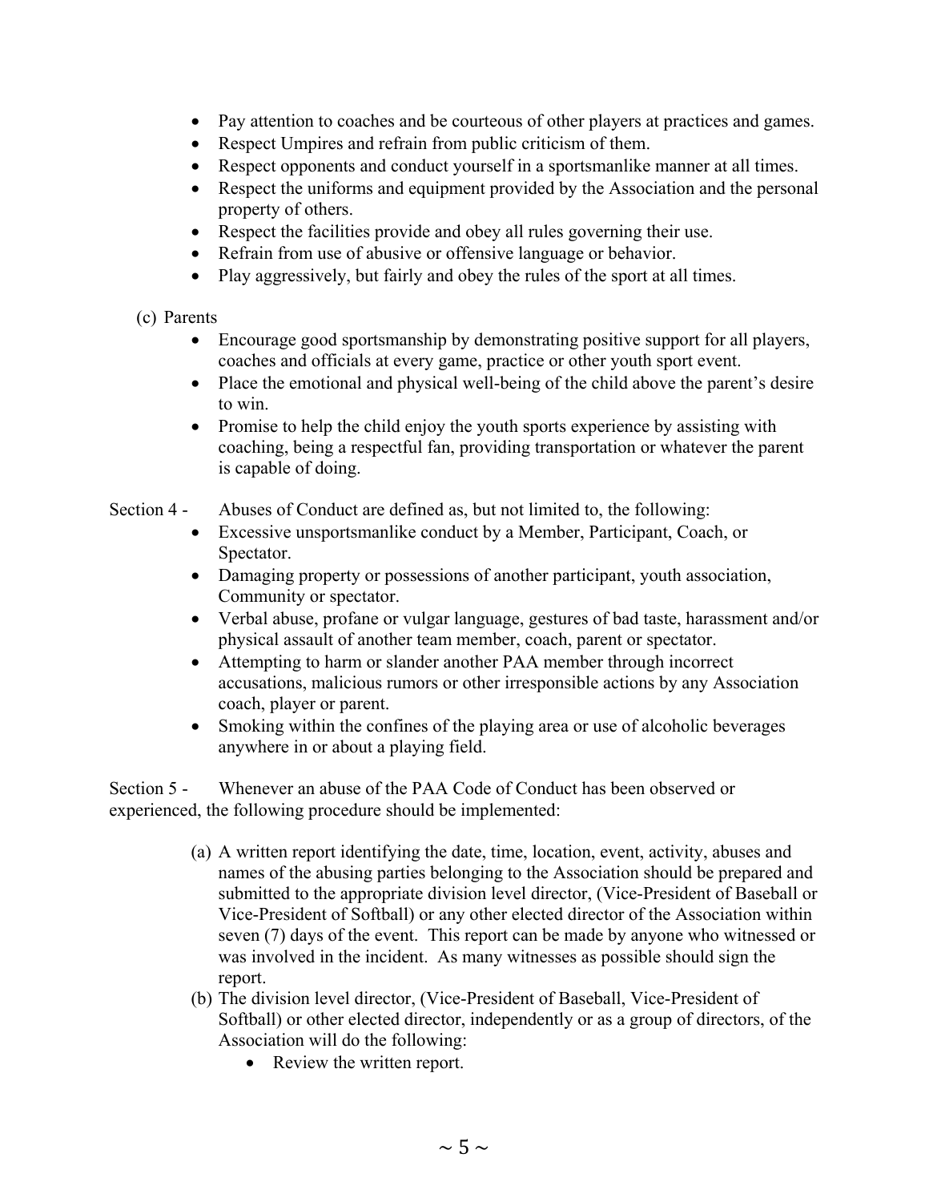- Pay attention to coaches and be courteous of other players at practices and games.
- Respect Umpires and refrain from public criticism of them.
- Respect opponents and conduct yourself in a sportsmanlike manner at all times.
- Respect the uniforms and equipment provided by the Association and the personal property of others.
- Respect the facilities provide and obey all rules governing their use.
- Refrain from use of abusive or offensive language or behavior.
- Play aggressively, but fairly and obey the rules of the sport at all times.

(c) Parents

- Encourage good sportsmanship by demonstrating positive support for all players, coaches and officials at every game, practice or other youth sport event.
- Place the emotional and physical well-being of the child above the parent's desire to win.
- Promise to help the child enjoy the youth sports experience by assisting with coaching, being a respectful fan, providing transportation or whatever the parent is capable of doing.

Section 4 - Abuses of Conduct are defined as, but not limited to, the following:

- Excessive unsportsmanlike conduct by a Member, Participant, Coach, or Spectator.
- Damaging property or possessions of another participant, youth association, Community or spectator.
- Verbal abuse, profane or vulgar language, gestures of bad taste, harassment and/or physical assault of another team member, coach, parent or spectator.
- Attempting to harm or slander another PAA member through incorrect accusations, malicious rumors or other irresponsible actions by any Association coach, player or parent.
- Smoking within the confines of the playing area or use of alcoholic beverages anywhere in or about a playing field.

Section 5 - Whenever an abuse of the PAA Code of Conduct has been observed or experienced, the following procedure should be implemented:

(a) A written report identifying the date, time, location, event, activity, abuses and names of the abusing parties belonging to the Association should be prepared and submitted to the appropriate division level director, (Vice-President of Baseball or Vice-President of Softball) or any other elected director of the Association within seven (7) days of the event. This report can be made by anyone who witnessed or was involved in the incident. As many witnesses as possible should sign the report.

(b) The division level director, (Vice-President of Baseball, Vice-President of Softball) or other elected director, independently or as a group of directors, of the Association will do the following:

- Review the written report.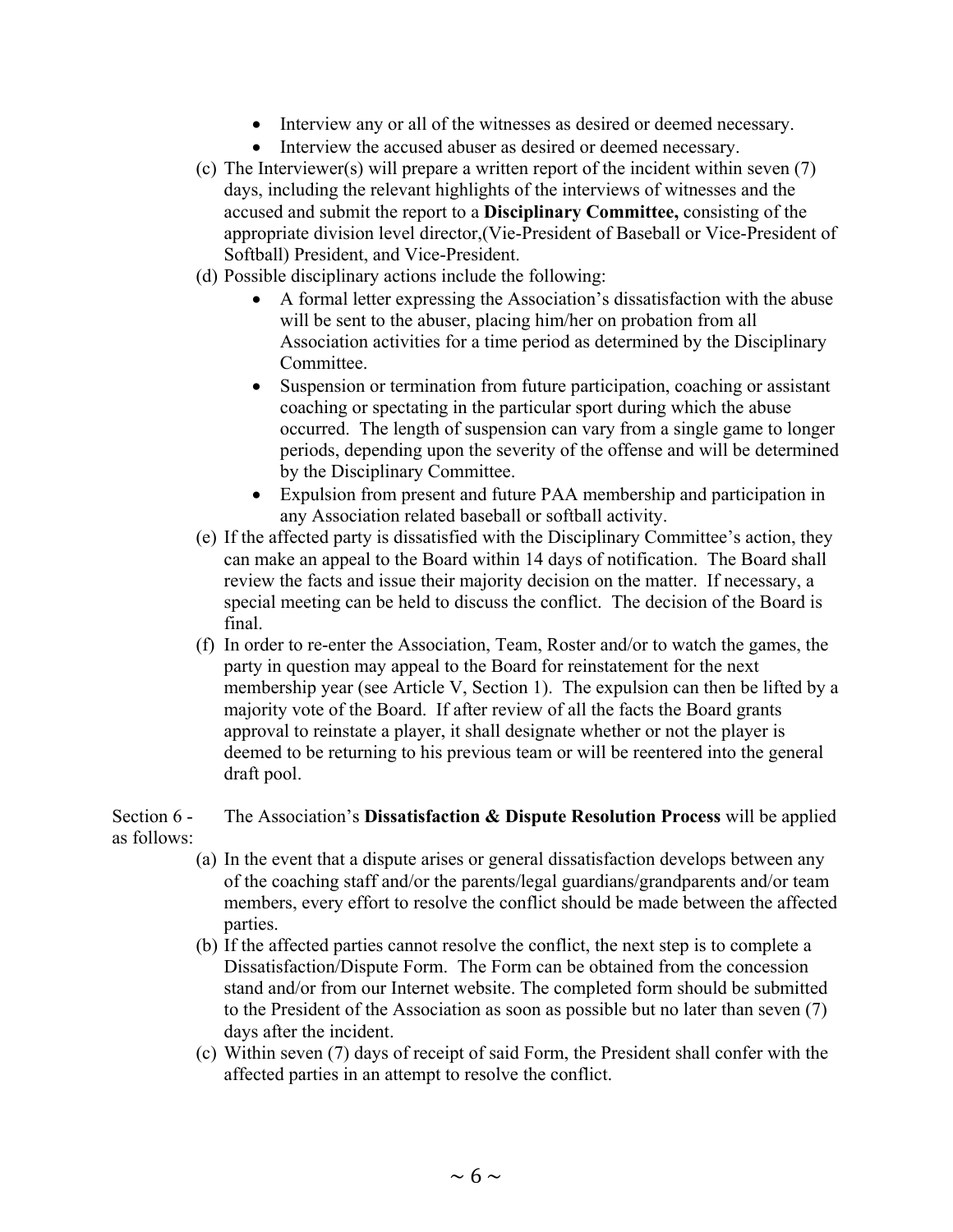- Interview any or all of the witnesses as desired or deemed necessary.
- Interview the accused abuser as desired or deemed necessary.

(c) The Interviewer(s) will prepare a written report of the incident within seven (7) days, including the relevant highlights of the interviews of witnesses and the accused and submit the report to a **Disciplinary Committee,** consisting of the appropriate division level director,(Vie-President of Baseball or Vice-President of Softball) President, and Vice-President.

(d) Possible disciplinary actions include the following:

- A formal letter expressing the Association's dissatisfaction with the abuse will be sent to the abuser, placing him/her on probation from all Association activities for a time period as determined by the Disciplinary Committee.
- Suspension or termination from future participation, coaching or assistant coaching or spectating in the particular sport during which the abuse occurred. The length of suspension can vary from a single game to longer periods, depending upon the severity of the offense and will be determined by the Disciplinary Committee.
- Expulsion from present and future PAA membership and participation in any Association related baseball or softball activity.

(e) If the affected party is dissatisfied with the Disciplinary Committee's action, they can make an appeal to the Board within 14 days of notification. The Board shall review the facts and issue their majority decision on the matter. If necessary, a special meeting can be held to discuss the conflict. The decision of the Board is final.

(f) In order to re-enter the Association, Team, Roster and/or to watch the games, the party in question may appeal to the Board for reinstatement for the next membership year (see Article V, Section 1). The expulsion can then be lifted by a majority vote of the Board. If after review of all the facts the Board grants approval to reinstate a player, it shall designate whether or not the player is deemed to be returning to his previous team or will be reentered into the general draft pool.

Section 6 - The Association's **Dissatisfaction & Dispute Resolution Process** will be applied as follows:

(a) In the event that a dispute arises or general dissatisfaction develops between any of the coaching staff and/or the parents/legal guardians/grandparents and/or team members, every effort to resolve the conflict should be made between the affected parties.

(b) If the affected parties cannot resolve the conflict, the next step is to complete a Dissatisfaction/Dispute Form. The Form can be obtained from the concession stand and/or from our Internet website. The completed form should be submitted to the President of the Association as soon as possible but no later than seven (7) days after the incident.

(c) Within seven (7) days of receipt of said Form, the President shall confer with the affected parties in an attempt to resolve the conflict.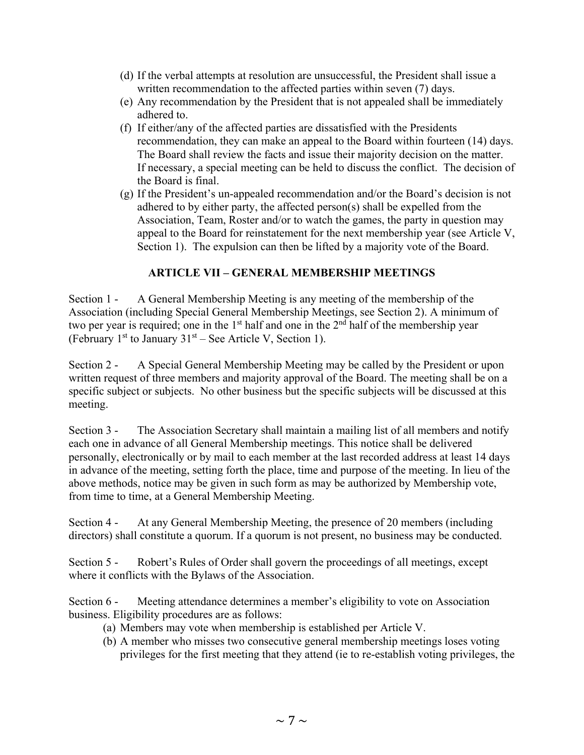(d) If the verbal attempts at resolution are unsuccessful, the President shall issue a written recommendation to the affected parties within seven (7) days.

(e) Any recommendation by the President that is not appealed shall be immediately adhered to.

(f) If either/any of the affected parties are dissatisfied with the Presidents recommendation, they can make an appeal to the Board within fourteen (14) days. The Board shall review the facts and issue their majority decision on the matter. If necessary, a special meeting can be held to discuss the conflict. The decision of the Board is final.

(g) If the President's un-appealed recommendation and/or the Board's decision is not adhered to by either party, the affected person(s) shall be expelled from the Association, Team, Roster and/or to watch the games, the party in question may appeal to the Board for reinstatement for the next membership year (see Article V, Section 1). The expulsion can then be lifted by a majority vote of the Board.

## ARTICLE VII – GENERAL MEMBERSHIP MEETINGS

Section 1 - A General Membership Meeting is any meeting of the membership of the Association (including Special General Membership Meetings, see Section 2). A minimum of two per year is required; one in the 1st half and one in the 2nd half of the membership year (February 1st to January 31st – See Article V, Section 1).

Section 2 - A Special General Membership Meeting may be called by the President or upon written request of three members and majority approval of the Board. The meeting shall be on a specific subject or subjects. No other business but the specific subjects will be discussed at this meeting.

Section 3 - The Association Secretary shall maintain a mailing list of all members and notify each one in advance of all General Membership meetings. This notice shall be delivered personally, electronically or by mail to each member at the last recorded address at least 14 days in advance of the meeting, setting forth the place, time and purpose of the meeting. In lieu of the above methods, notice may be given in such form as may be authorized by Membership vote, from time to time, at a General Membership Meeting.

Section 4 - At any General Membership Meeting, the presence of 20 members (including directors) shall constitute a quorum. If a quorum is not present, no business may be conducted.

Section 5 - Robert's Rules of Order shall govern the proceedings of all meetings, except where it conflicts with the Bylaws of the Association.

Section 6 - Meeting attendance determines a member's eligibility to vote on Association business. Eligibility procedures are as follows:

(a) Members may vote when membership is established per Article V.

(b) A member who misses two consecutive general membership meetings loses voting privileges for the first meeting that they attend (ie to re-establish voting privileges, the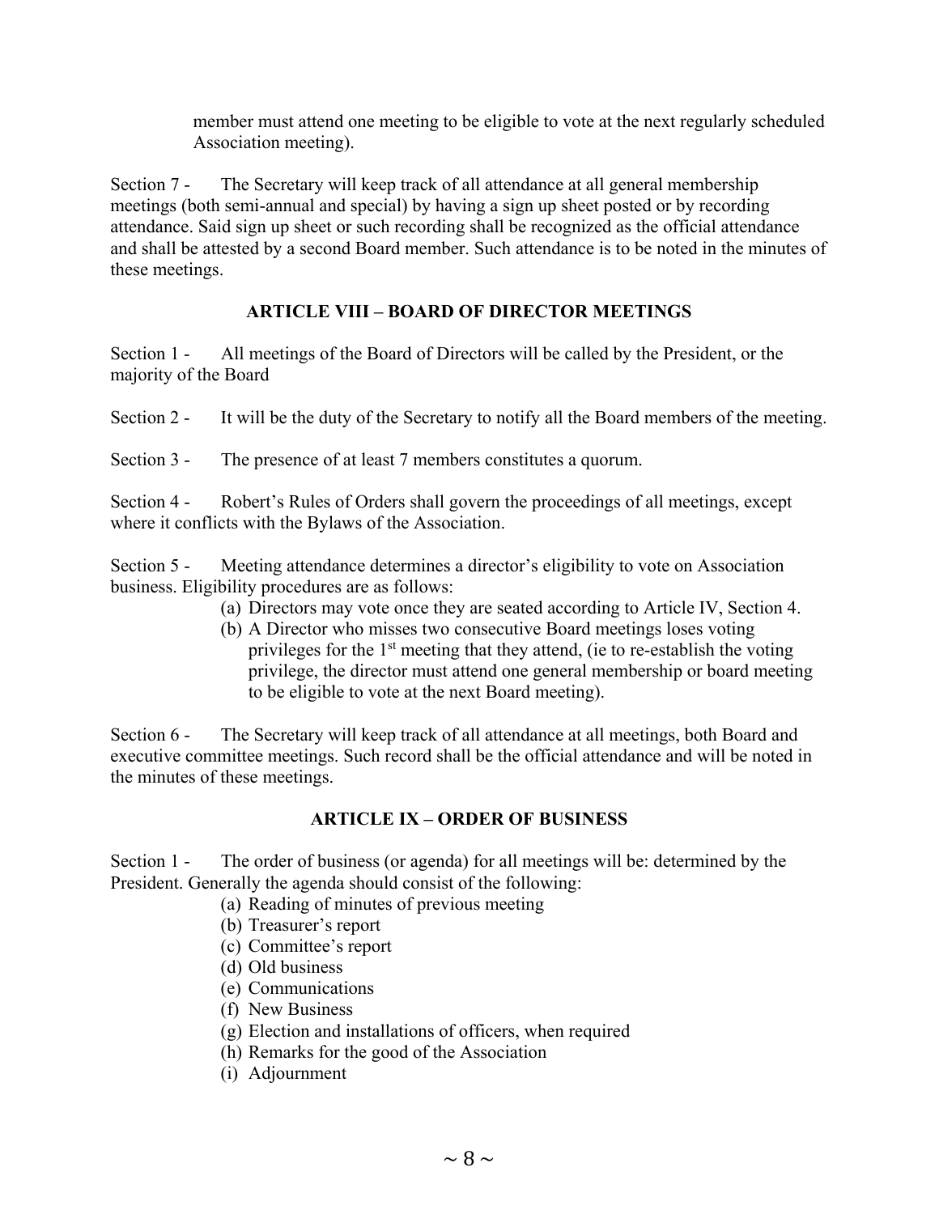member must attend one meeting to be eligible to vote at the next regularly scheduled Association meeting).

Section 7 - The Secretary will keep track of all attendance at all general membership meetings (both semi-annual and special) by having a sign up sheet posted or by recording attendance. Said sign up sheet or such recording shall be recognized as the official attendance and shall be attested by a second Board member. Such attendance is to be noted in the minutes of these meetings.

## ARTICLE VIII – BOARD OF DIRECTOR MEETINGS

Section 1 - All meetings of the Board of Directors will be called by the President, or the majority of the Board

Section 2 - It will be the duty of the Secretary to notify all the Board members of the meeting.

Section 3 - The presence of at least 7 members constitutes a quorum.

Section 4 - Robert's Rules of Orders shall govern the proceedings of all meetings, except where it conflicts with the Bylaws of the Association.

Section 5 - Meeting attendance determines a director's eligibility to vote on Association business. Eligibility procedures are as follows:

(a) Directors may vote once they are seated according to Article IV, Section 4.
(b) A Director who misses two consecutive Board meetings loses voting privileges for the 1st meeting that they attend, (ie to re-establish the voting privilege, the director must attend one general membership or board meeting to be eligible to vote at the next Board meeting).

Section 6 - The Secretary will keep track of all attendance at all meetings, both Board and executive committee meetings. Such record shall be the official attendance and will be noted in the minutes of these meetings.

## ARTICLE IX – ORDER OF BUSINESS

Section 1 - The order of business (or agenda) for all meetings will be: determined by the President. Generally the agenda should consist of the following:

(a) Reading of minutes of previous meeting
(b) Treasurer's report
(c) Committee's report
(d) Old business
(e) Communications
(f) New Business
(g) Election and installations of officers, when required
(h) Remarks for the good of the Association
(i) Adjournment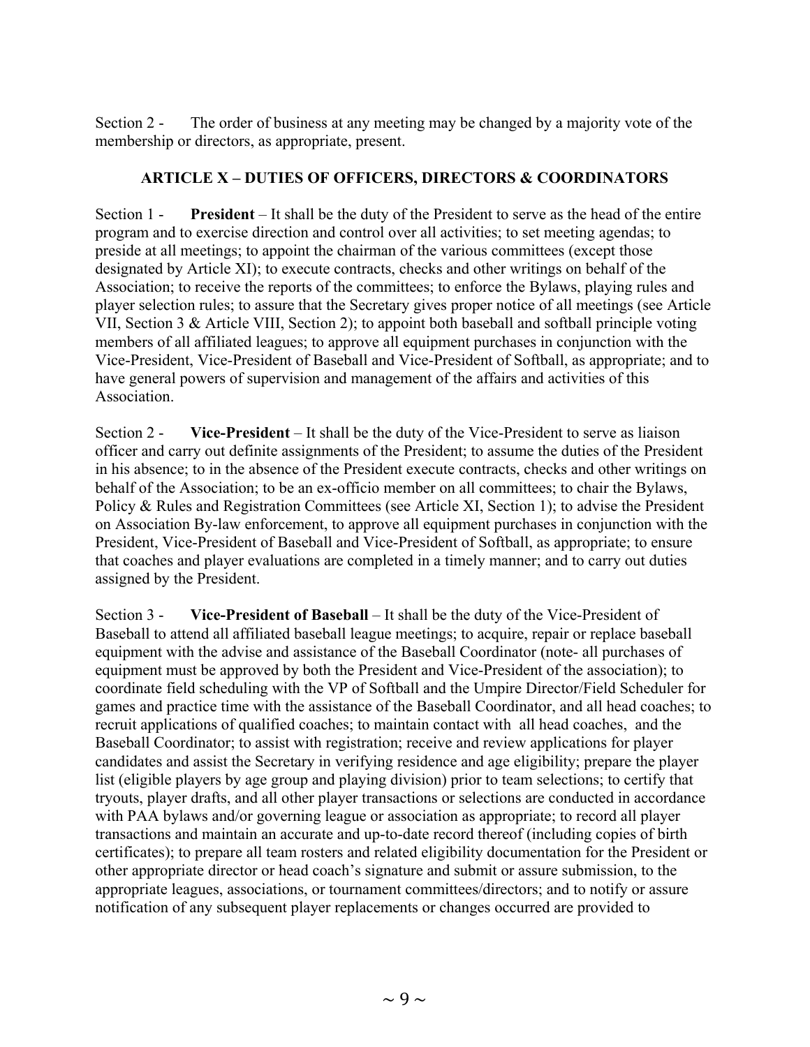Section 2 - The order of business at any meeting may be changed by a majority vote of the membership or directors, as appropriate, present.

## ARTICLE X – DUTIES OF OFFICERS, DIRECTORS & COORDINATORS

Section 1 - **President** – It shall be the duty of the President to serve as the head of the entire program and to exercise direction and control over all activities; to set meeting agendas; to preside at all meetings; to appoint the chairman of the various committees (except those designated by Article XI); to execute contracts, checks and other writings on behalf of the Association; to receive the reports of the committees; to enforce the Bylaws, playing rules and player selection rules; to assure that the Secretary gives proper notice of all meetings (see Article VII, Section 3 & Article VIII, Section 2); to appoint both baseball and softball principle voting members of all affiliated leagues; to approve all equipment purchases in conjunction with the Vice-President, Vice-President of Baseball and Vice-President of Softball, as appropriate; and to have general powers of supervision and management of the affairs and activities of this Association.

Section 2 - **Vice-President** – It shall be the duty of the Vice-President to serve as liaison officer and carry out definite assignments of the President; to assume the duties of the President in his absence; to in the absence of the President execute contracts, checks and other writings on behalf of the Association; to be an ex-officio member on all committees; to chair the Bylaws, Policy & Rules and Registration Committees (see Article XI, Section 1); to advise the President on Association By-law enforcement, to approve all equipment purchases in conjunction with the President, Vice-President of Baseball and Vice-President of Softball, as appropriate; to ensure that coaches and player evaluations are completed in a timely manner; and to carry out duties assigned by the President.

Section 3 - **Vice-President of Baseball** – It shall be the duty of the Vice-President of Baseball to attend all affiliated baseball league meetings; to acquire, repair or replace baseball equipment with the advise and assistance of the Baseball Coordinator (note- all purchases of equipment must be approved by both the President and Vice-President of the association); to coordinate field scheduling with the VP of Softball and the Umpire Director/Field Scheduler for games and practice time with the assistance of the Baseball Coordinator, and all head coaches; to recruit applications of qualified coaches; to maintain contact with all head coaches, and the Baseball Coordinator; to assist with registration; receive and review applications for player candidates and assist the Secretary in verifying residence and age eligibility; prepare the player list (eligible players by age group and playing division) prior to team selections; to certify that tryouts, player drafts, and all other player transactions or selections are conducted in accordance with PAA bylaws and/or governing league or association as appropriate; to record all player transactions and maintain an accurate and up-to-date record thereof (including copies of birth certificates); to prepare all team rosters and related eligibility documentation for the President or other appropriate director or head coach's signature and submit or assure submission, to the appropriate leagues, associations, or tournament committees/directors; and to notify or assure notification of any subsequent player replacements or changes occurred are provided to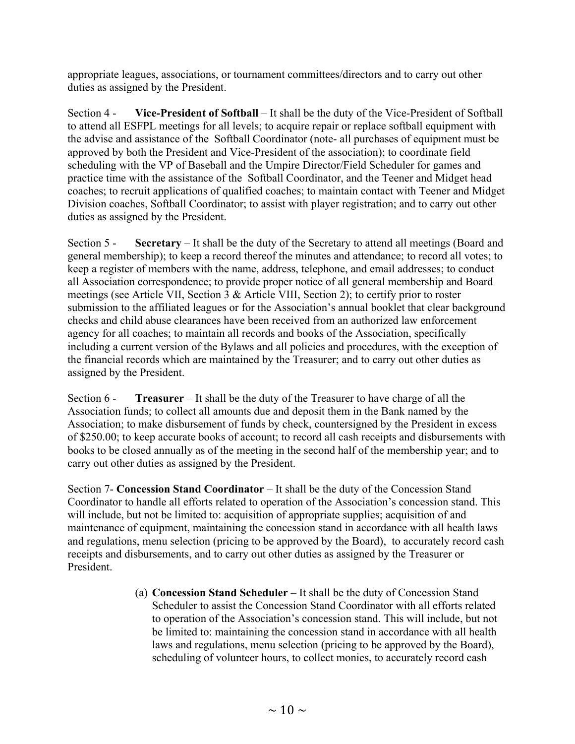appropriate leagues, associations, or tournament committees/directors and to carry out other duties as assigned by the President.

Section 4 - **Vice-President of Softball** – It shall be the duty of the Vice-President of Softball to attend all ESFPL meetings for all levels; to acquire repair or replace softball equipment with the advise and assistance of the Softball Coordinator (note- all purchases of equipment must be approved by both the President and Vice-President of the association); to coordinate field scheduling with the VP of Baseball and the Umpire Director/Field Scheduler for games and practice time with the assistance of the Softball Coordinator, and the Teener and Midget head coaches; to recruit applications of qualified coaches; to maintain contact with Teener and Midget Division coaches, Softball Coordinator; to assist with player registration; and to carry out other duties as assigned by the President.

Section 5 - **Secretary** – It shall be the duty of the Secretary to attend all meetings (Board and general membership); to keep a record thereof the minutes and attendance; to record all votes; to keep a register of members with the name, address, telephone, and email addresses; to conduct all Association correspondence; to provide proper notice of all general membership and Board meetings (see Article VII, Section 3 & Article VIII, Section 2); to certify prior to roster submission to the affiliated leagues or for the Association's annual booklet that clear background checks and child abuse clearances have been received from an authorized law enforcement agency for all coaches; to maintain all records and books of the Association, specifically including a current version of the Bylaws and all policies and procedures, with the exception of the financial records which are maintained by the Treasurer; and to carry out other duties as assigned by the President.

Section 6 - **Treasurer** – It shall be the duty of the Treasurer to have charge of all the Association funds; to collect all amounts due and deposit them in the Bank named by the Association; to make disbursement of funds by check, countersigned by the President in excess of $250.00; to keep accurate books of account; to record all cash receipts and disbursements with books to be closed annually as of the meeting in the second half of the membership year; and to carry out other duties as assigned by the President.

Section 7- **Concession Stand Coordinator** – It shall be the duty of the Concession Stand Coordinator to handle all efforts related to operation of the Association's concession stand. This will include, but not be limited to: acquisition of appropriate supplies; acquisition of and maintenance of equipment, maintaining the concession stand in accordance with all health laws and regulations, menu selection (pricing to be approved by the Board), to accurately record cash receipts and disbursements, and to carry out other duties as assigned by the Treasurer or President.

(a) **Concession Stand Scheduler** – It shall be the duty of Concession Stand Scheduler to assist the Concession Stand Coordinator with all efforts related to operation of the Association's concession stand. This will include, but not be limited to: maintaining the concession stand in accordance with all health laws and regulations, menu selection (pricing to be approved by the Board), scheduling of volunteer hours, to collect monies, to accurately record cash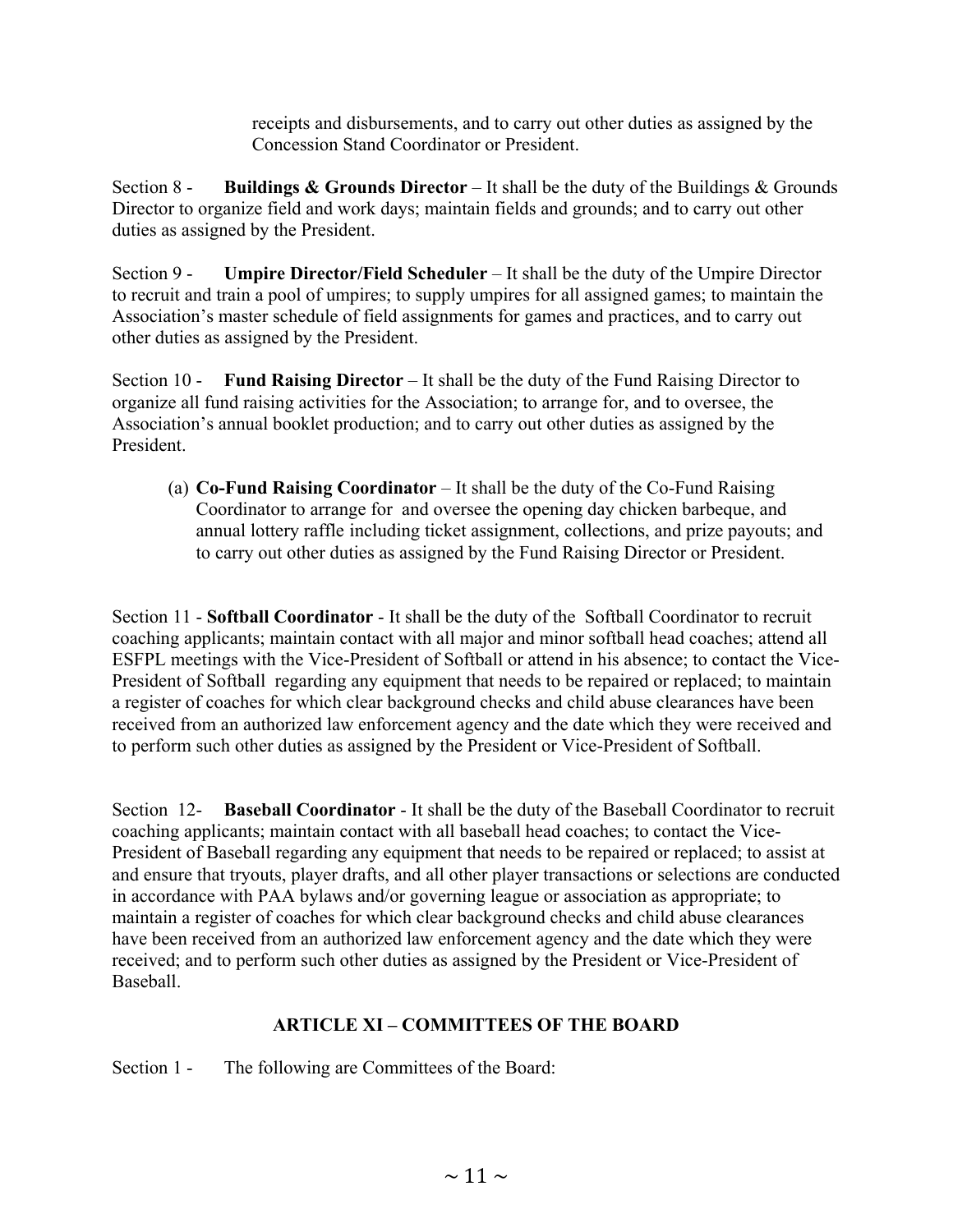receipts and disbursements, and to carry out other duties as assigned by the Concession Stand Coordinator or President.

Section 8 - **Buildings & Grounds Director** – It shall be the duty of the Buildings & Grounds Director to organize field and work days; maintain fields and grounds; and to carry out other duties as assigned by the President.

Section 9 - **Umpire Director/Field Scheduler** – It shall be the duty of the Umpire Director to recruit and train a pool of umpires; to supply umpires for all assigned games; to maintain the Association's master schedule of field assignments for games and practices, and to carry out other duties as assigned by the President.

Section 10 - **Fund Raising Director** – It shall be the duty of the Fund Raising Director to organize all fund raising activities for the Association; to arrange for, and to oversee, the Association's annual booklet production; and to carry out other duties as assigned by the President.

(a) **Co-Fund Raising Coordinator** – It shall be the duty of the Co-Fund Raising Coordinator to arrange for and oversee the opening day chicken barbeque, and annual lottery raffle including ticket assignment, collections, and prize payouts; and to carry out other duties as assigned by the Fund Raising Director or President.

Section 11 - **Softball Coordinator** - It shall be the duty of the Softball Coordinator to recruit coaching applicants; maintain contact with all major and minor softball head coaches; attend all ESFPL meetings with the Vice-President of Softball or attend in his absence; to contact the Vice-President of Softball regarding any equipment that needs to be repaired or replaced; to maintain a register of coaches for which clear background checks and child abuse clearances have been received from an authorized law enforcement agency and the date which they were received and to perform such other duties as assigned by the President or Vice-President of Softball.

Section 12- **Baseball Coordinator** - It shall be the duty of the Baseball Coordinator to recruit coaching applicants; maintain contact with all baseball head coaches; to contact the Vice-President of Baseball regarding any equipment that needs to be repaired or replaced; to assist at and ensure that tryouts, player drafts, and all other player transactions or selections are conducted in accordance with PAA bylaws and/or governing league or association as appropriate; to maintain a register of coaches for which clear background checks and child abuse clearances have been received from an authorized law enforcement agency and the date which they were received; and to perform such other duties as assigned by the President or Vice-President of Baseball.

## ARTICLE XI – COMMITTEES OF THE BOARD

Section 1 - The following are Committees of the Board: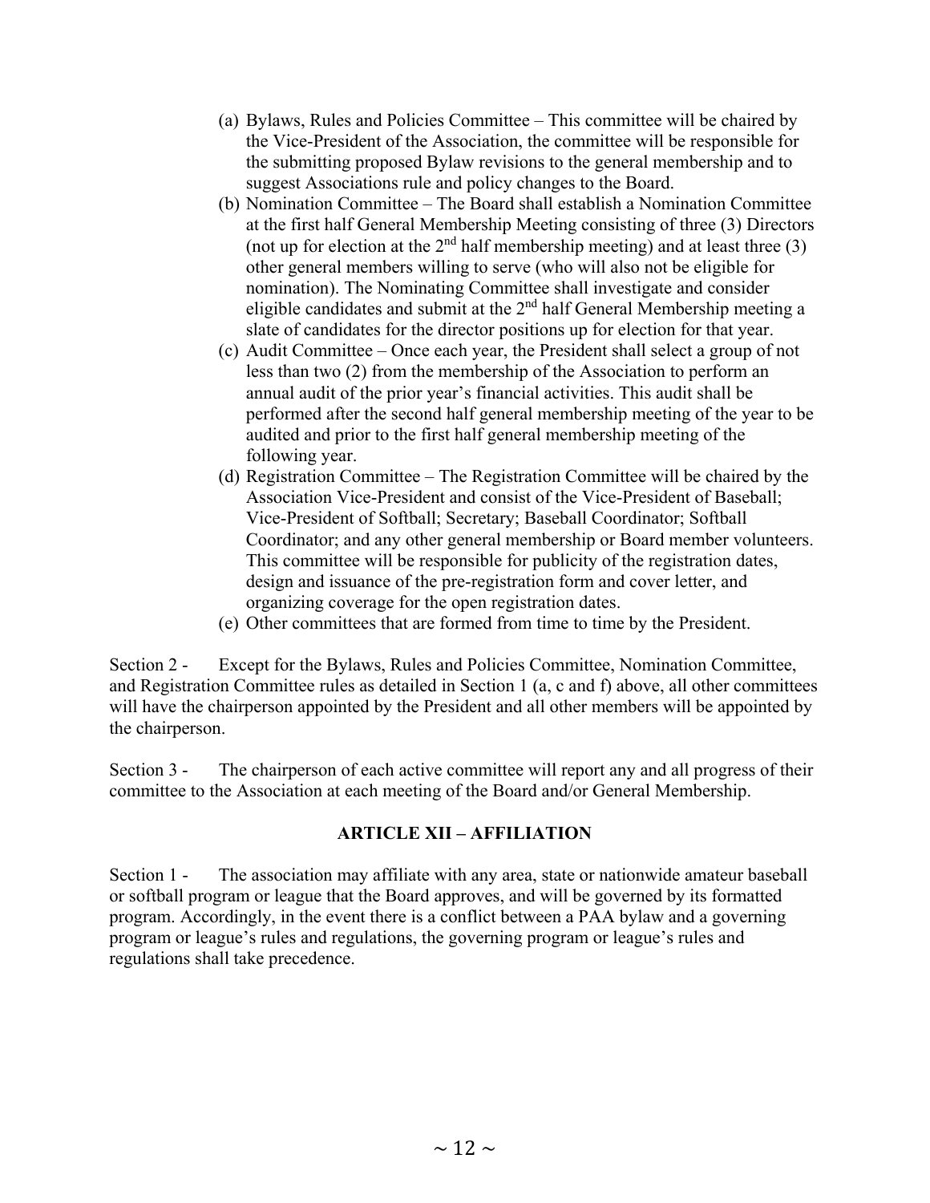(a) Bylaws, Rules and Policies Committee – This committee will be chaired by the Vice-President of the Association, the committee will be responsible for the submitting proposed Bylaw revisions to the general membership and to suggest Associations rule and policy changes to the Board.
(b) Nomination Committee – The Board shall establish a Nomination Committee at the first half General Membership Meeting consisting of three (3) Directors (not up for election at the 2nd half membership meeting) and at least three (3) other general members willing to serve (who will also not be eligible for nomination). The Nominating Committee shall investigate and consider eligible candidates and submit at the 2nd half General Membership meeting a slate of candidates for the director positions up for election for that year.
(c) Audit Committee – Once each year, the President shall select a group of not less than two (2) from the membership of the Association to perform an annual audit of the prior year's financial activities. This audit shall be performed after the second half general membership meeting of the year to be audited and prior to the first half general membership meeting of the following year.
(d) Registration Committee – The Registration Committee will be chaired by the Association Vice-President and consist of the Vice-President of Baseball; Vice-President of Softball; Secretary; Baseball Coordinator; Softball Coordinator; and any other general membership or Board member volunteers. This committee will be responsible for publicity of the registration dates, design and issuance of the pre-registration form and cover letter, and organizing coverage for the open registration dates.
(e) Other committees that are formed from time to time by the President.

Section 2 - Except for the Bylaws, Rules and Policies Committee, Nomination Committee, and Registration Committee rules as detailed in Section 1 (a, c and f) above, all other committees will have the chairperson appointed by the President and all other members will be appointed by the chairperson.

Section 3 - The chairperson of each active committee will report any and all progress of their committee to the Association at each meeting of the Board and/or General Membership.

## ARTICLE XII – AFFILIATION

Section 1 - The association may affiliate with any area, state or nationwide amateur baseball or softball program or league that the Board approves, and will be governed by its formatted program. Accordingly, in the event there is a conflict between a PAA bylaw and a governing program or league's rules and regulations, the governing program or league's rules and regulations shall take precedence.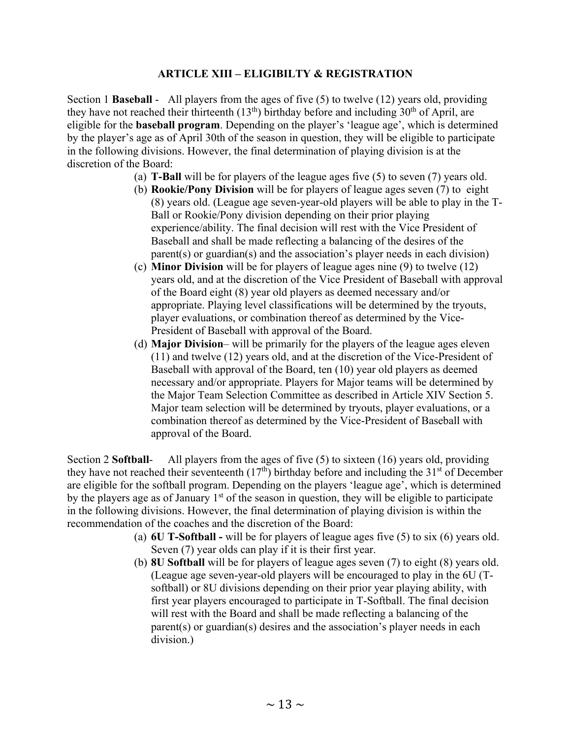## ARTICLE XIII – ELIGIBILTY & REGISTRATION

Section 1 **Baseball** - All players from the ages of five (5) to twelve (12) years old, providing they have not reached their thirteenth (13th) birthday before and including 30th of April, are eligible for the **baseball program**. Depending on the player's 'league age', which is determined by the player's age as of April 30th of the season in question, they will be eligible to participate in the following divisions. However, the final determination of playing division is at the discretion of the Board:

(a) **T-Ball** will be for players of the league ages five (5) to seven (7) years old.

(b) **Rookie/Pony Division** will be for players of league ages seven (7) to eight (8) years old. (League age seven-year-old players will be able to play in the T-Ball or Rookie/Pony division depending on their prior playing experience/ability. The final decision will rest with the Vice President of Baseball and shall be made reflecting a balancing of the desires of the parent(s) or guardian(s) and the association's player needs in each division)

(c) **Minor Division** will be for players of league ages nine (9) to twelve (12) years old, and at the discretion of the Vice President of Baseball with approval of the Board eight (8) year old players as deemed necessary and/or appropriate. Playing level classifications will be determined by the tryouts, player evaluations, or combination thereof as determined by the Vice-President of Baseball with approval of the Board.

(d) **Major Division**– will be primarily for the players of the league ages eleven (11) and twelve (12) years old, and at the discretion of the Vice-President of Baseball with approval of the Board, ten (10) year old players as deemed necessary and/or appropriate. Players for Major teams will be determined by the Major Team Selection Committee as described in Article XIV Section 5. Major team selection will be determined by tryouts, player evaluations, or a combination thereof as determined by the Vice-President of Baseball with approval of the Board.

Section 2 **Softball**- All players from the ages of five (5) to sixteen (16) years old, providing they have not reached their seventeenth (17th) birthday before and including the 31st of December are eligible for the softball program. Depending on the players 'league age', which is determined by the players age as of January 1st of the season in question, they will be eligible to participate in the following divisions. However, the final determination of playing division is within the recommendation of the coaches and the discretion of the Board:

(a) **6U T-Softball -** will be for players of league ages five (5) to six (6) years old. Seven (7) year olds can play if it is their first year.

(b) **8U Softball** will be for players of league ages seven (7) to eight (8) years old. (League age seven-year-old players will be encouraged to play in the 6U (T-softball) or 8U divisions depending on their prior year playing ability, with first year players encouraged to participate in T-Softball. The final decision will rest with the Board and shall be made reflecting a balancing of the parent(s) or guardian(s) desires and the association's player needs in each division.)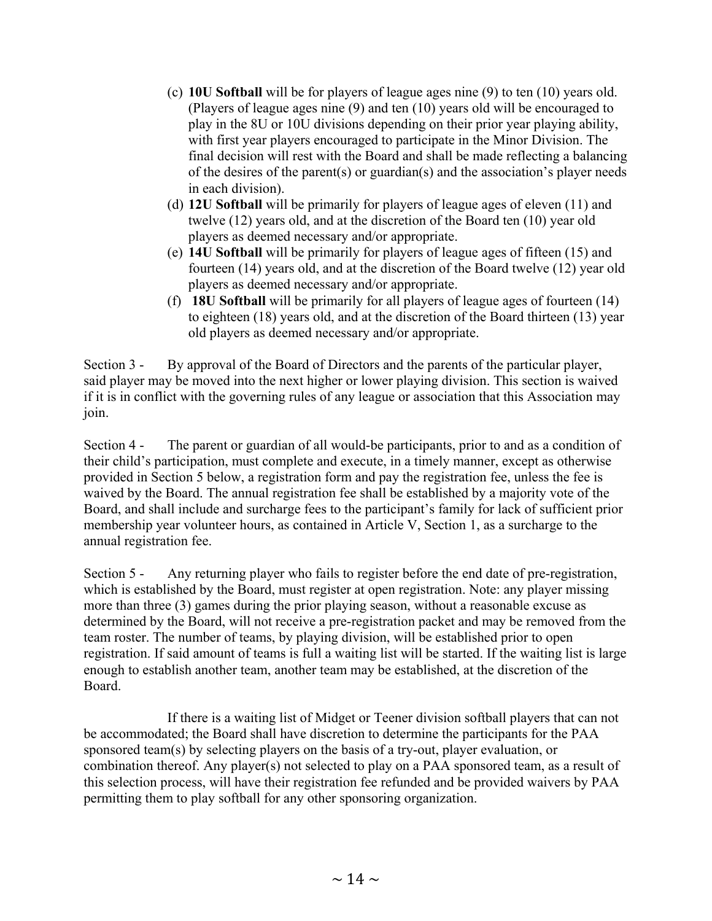(c) **10U Softball** will be for players of league ages nine (9) to ten (10) years old. (Players of league ages nine (9) and ten (10) years old will be encouraged to play in the 8U or 10U divisions depending on their prior year playing ability, with first year players encouraged to participate in the Minor Division. The final decision will rest with the Board and shall be made reflecting a balancing of the desires of the parent(s) or guardian(s) and the association's player needs in each division).

(d) **12U Softball** will be primarily for players of league ages of eleven (11) and twelve (12) years old, and at the discretion of the Board ten (10) year old players as deemed necessary and/or appropriate.

(e) **14U Softball** will be primarily for players of league ages of fifteen (15) and fourteen (14) years old, and at the discretion of the Board twelve (12) year old players as deemed necessary and/or appropriate.

(f) **18U Softball** will be primarily for all players of league ages of fourteen (14) to eighteen (18) years old, and at the discretion of the Board thirteen (13) year old players as deemed necessary and/or appropriate.

Section 3 - By approval of the Board of Directors and the parents of the particular player, said player may be moved into the next higher or lower playing division. This section is waived if it is in conflict with the governing rules of any league or association that this Association may join.

Section 4 - The parent or guardian of all would-be participants, prior to and as a condition of their child's participation, must complete and execute, in a timely manner, except as otherwise provided in Section 5 below, a registration form and pay the registration fee, unless the fee is waived by the Board. The annual registration fee shall be established by a majority vote of the Board, and shall include and surcharge fees to the participant's family for lack of sufficient prior membership year volunteer hours, as contained in Article V, Section 1, as a surcharge to the annual registration fee.

Section 5 - Any returning player who fails to register before the end date of pre-registration, which is established by the Board, must register at open registration. Note: any player missing more than three (3) games during the prior playing season, without a reasonable excuse as determined by the Board, will not receive a pre-registration packet and may be removed from the team roster. The number of teams, by playing division, will be established prior to open registration. If said amount of teams is full a waiting list will be started. If the waiting list is large enough to establish another team, another team may be established, at the discretion of the Board.

If there is a waiting list of Midget or Teener division softball players that can not be accommodated; the Board shall have discretion to determine the participants for the PAA sponsored team(s) by selecting players on the basis of a try-out, player evaluation, or combination thereof. Any player(s) not selected to play on a PAA sponsored team, as a result of this selection process, will have their registration fee refunded and be provided waivers by PAA permitting them to play softball for any other sponsoring organization.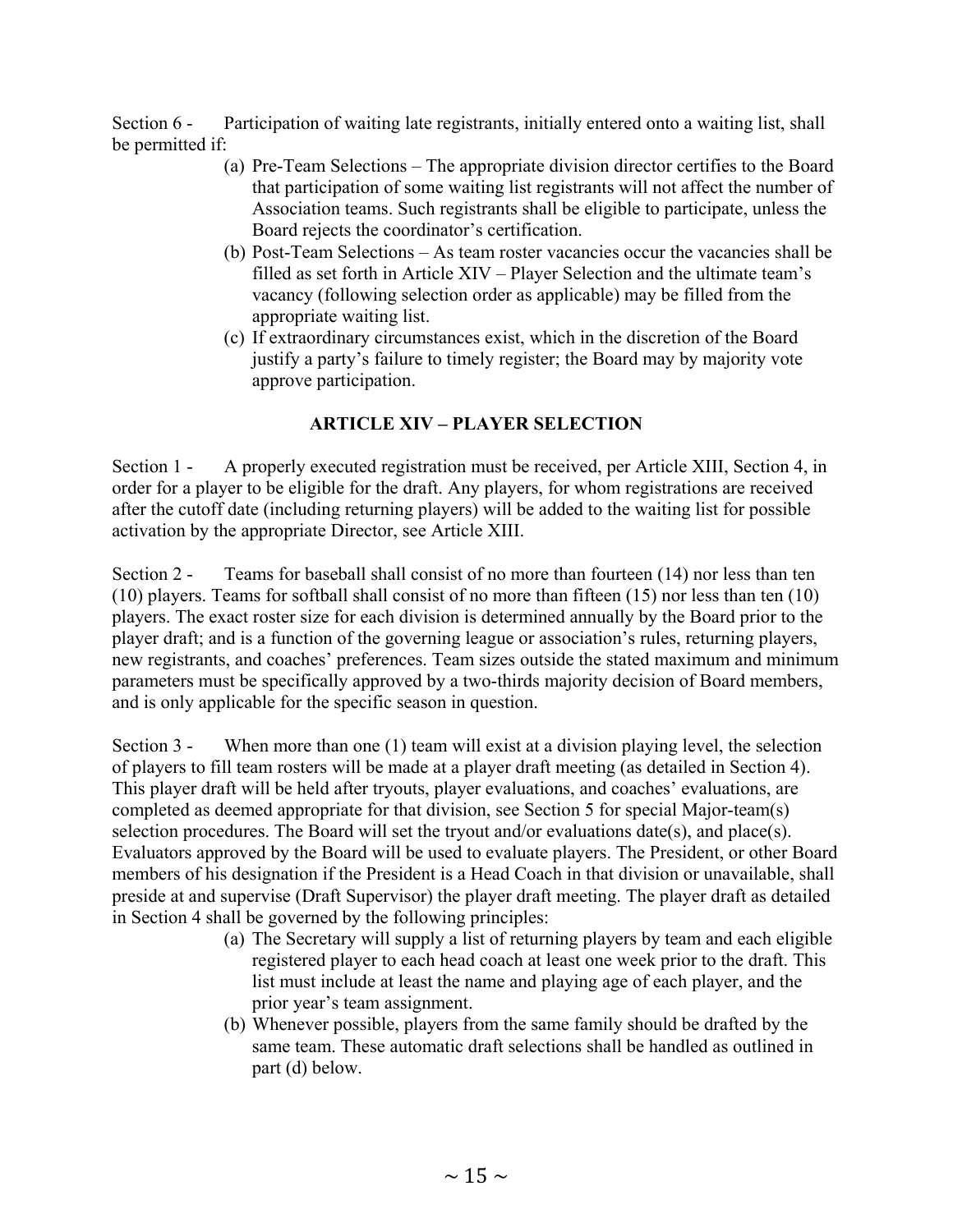Section 6 - Participation of waiting late registrants, initially entered onto a waiting list, shall be permitted if:

(a) Pre-Team Selections – The appropriate division director certifies to the Board that participation of some waiting list registrants will not affect the number of Association teams. Such registrants shall be eligible to participate, unless the Board rejects the coordinator's certification.

(b) Post-Team Selections – As team roster vacancies occur the vacancies shall be filled as set forth in Article XIV – Player Selection and the ultimate team's vacancy (following selection order as applicable) may be filled from the appropriate waiting list.

(c) If extraordinary circumstances exist, which in the discretion of the Board justify a party's failure to timely register; the Board may by majority vote approve participation.

## ARTICLE XIV – PLAYER SELECTION

Section 1 - A properly executed registration must be received, per Article XIII, Section 4, in order for a player to be eligible for the draft. Any players, for whom registrations are received after the cutoff date (including returning players) will be added to the waiting list for possible activation by the appropriate Director, see Article XIII.

Section 2 - Teams for baseball shall consist of no more than fourteen (14) nor less than ten (10) players. Teams for softball shall consist of no more than fifteen (15) nor less than ten (10) players. The exact roster size for each division is determined annually by the Board prior to the player draft; and is a function of the governing league or association's rules, returning players, new registrants, and coaches' preferences. Team sizes outside the stated maximum and minimum parameters must be specifically approved by a two-thirds majority decision of Board members, and is only applicable for the specific season in question.

Section 3 - When more than one (1) team will exist at a division playing level, the selection of players to fill team rosters will be made at a player draft meeting (as detailed in Section 4). This player draft will be held after tryouts, player evaluations, and coaches' evaluations, are completed as deemed appropriate for that division, see Section 5 for special Major-team(s) selection procedures. The Board will set the tryout and/or evaluations date(s), and place(s). Evaluators approved by the Board will be used to evaluate players. The President, or other Board members of his designation if the President is a Head Coach in that division or unavailable, shall preside at and supervise (Draft Supervisor) the player draft meeting. The player draft as detailed in Section 4 shall be governed by the following principles:

(a) The Secretary will supply a list of returning players by team and each eligible registered player to each head coach at least one week prior to the draft. This list must include at least the name and playing age of each player, and the prior year's team assignment.

(b) Whenever possible, players from the same family should be drafted by the same team. These automatic draft selections shall be handled as outlined in part (d) below.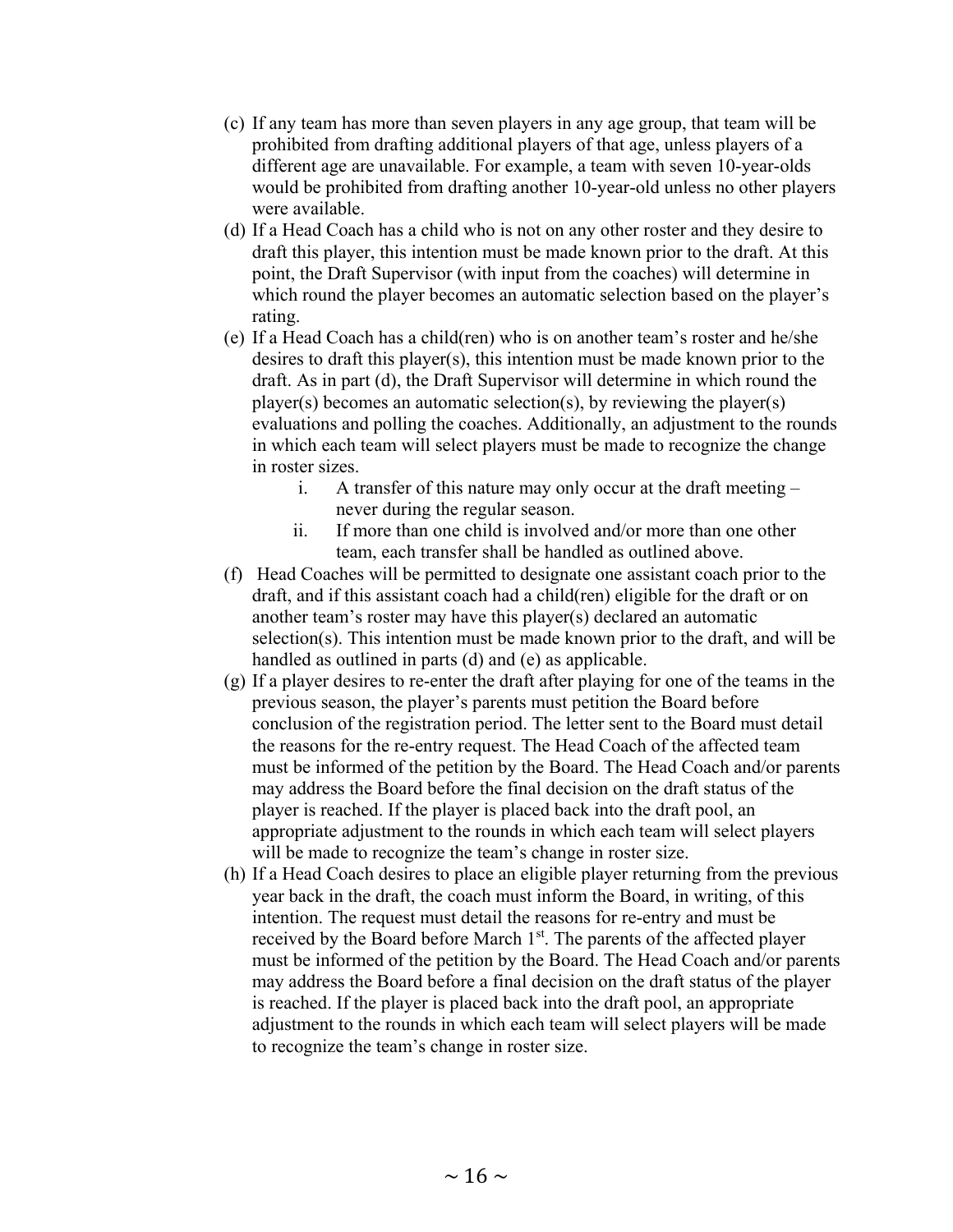(c) If any team has more than seven players in any age group, that team will be prohibited from drafting additional players of that age, unless players of a different age are unavailable. For example, a team with seven 10-year-olds would be prohibited from drafting another 10-year-old unless no other players were available.

(d) If a Head Coach has a child who is not on any other roster and they desire to draft this player, this intention must be made known prior to the draft. At this point, the Draft Supervisor (with input from the coaches) will determine in which round the player becomes an automatic selection based on the player's rating.

(e) If a Head Coach has a child(ren) who is on another team's roster and he/she desires to draft this player(s), this intention must be made known prior to the draft. As in part (d), the Draft Supervisor will determine in which round the player(s) becomes an automatic selection(s), by reviewing the player(s) evaluations and polling the coaches. Additionally, an adjustment to the rounds in which each team will select players must be made to recognize the change in roster sizes.

   i. A transfer of this nature may only occur at the draft meeting – never during the regular season.

   ii. If more than one child is involved and/or more than one other team, each transfer shall be handled as outlined above.

(f) Head Coaches will be permitted to designate one assistant coach prior to the draft, and if this assistant coach had a child(ren) eligible for the draft or on another team's roster may have this player(s) declared an automatic selection(s). This intention must be made known prior to the draft, and will be handled as outlined in parts (d) and (e) as applicable.

(g) If a player desires to re-enter the draft after playing for one of the teams in the previous season, the player's parents must petition the Board before conclusion of the registration period. The letter sent to the Board must detail the reasons for the re-entry request. The Head Coach of the affected team must be informed of the petition by the Board. The Head Coach and/or parents may address the Board before the final decision on the draft status of the player is reached. If the player is placed back into the draft pool, an appropriate adjustment to the rounds in which each team will select players will be made to recognize the team's change in roster size.

(h) If a Head Coach desires to place an eligible player returning from the previous year back in the draft, the coach must inform the Board, in writing, of this intention. The request must detail the reasons for re-entry and must be received by the Board before March 1st. The parents of the affected player must be informed of the petition by the Board. The Head Coach and/or parents may address the Board before a final decision on the draft status of the player is reached. If the player is placed back into the draft pool, an appropriate adjustment to the rounds in which each team will select players will be made to recognize the team's change in roster size.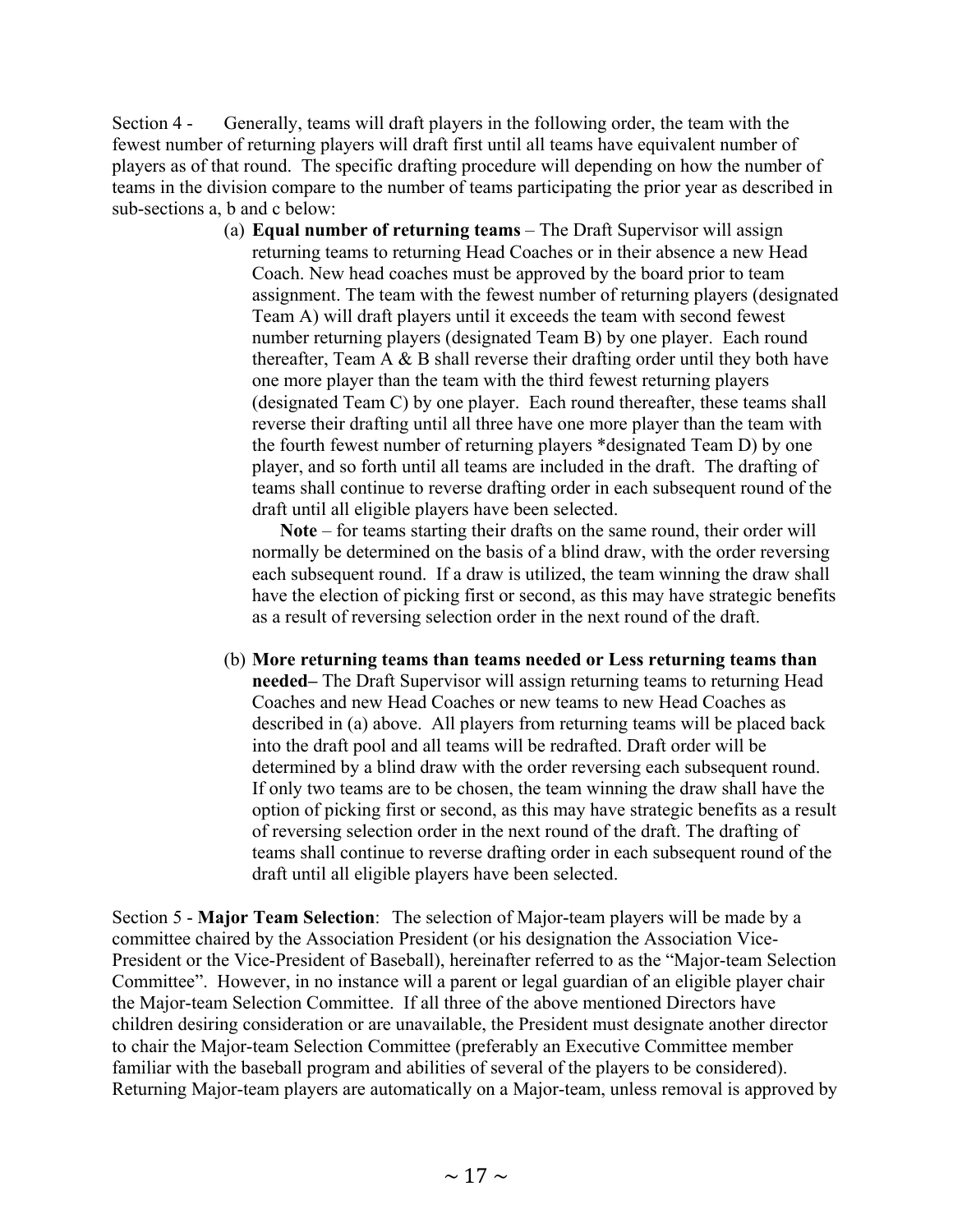Section 4 - Generally, teams will draft players in the following order, the team with the fewest number of returning players will draft first until all teams have equivalent number of players as of that round. The specific drafting procedure will depending on how the number of teams in the division compare to the number of teams participating the prior year as described in sub-sections a, b and c below:

(a) **Equal number of returning teams** – The Draft Supervisor will assign returning teams to returning Head Coaches or in their absence a new Head Coach. New head coaches must be approved by the board prior to team assignment. The team with the fewest number of returning players (designated Team A) will draft players until it exceeds the team with second fewest number returning players (designated Team B) by one player. Each round thereafter, Team A & B shall reverse their drafting order until they both have one more player than the team with the third fewest returning players (designated Team C) by one player. Each round thereafter, these teams shall reverse their drafting until all three have one more player than the team with the fourth fewest number of returning players *designated Team D) by one player, and so forth until all teams are included in the draft. The drafting of teams shall continue to reverse drafting order in each subsequent round of the draft until all eligible players have been selected.

   **Note** – for teams starting their drafts on the same round, their order will normally be determined on the basis of a blind draw, with the order reversing each subsequent round. If a draw is utilized, the team winning the draw shall have the election of picking first or second, as this may have strategic benefits as a result of reversing selection order in the next round of the draft.

(b) **More returning teams than teams needed or Less returning teams than needed–** The Draft Supervisor will assign returning teams to returning Head Coaches and new Head Coaches or new teams to new Head Coaches as described in (a) above. All players from returning teams will be placed back into the draft pool and all teams will be redrafted. Draft order will be determined by a blind draw with the order reversing each subsequent round. If only two teams are to be chosen, the team winning the draw shall have the option of picking first or second, as this may have strategic benefits as a result of reversing selection order in the next round of the draft. The drafting of teams shall continue to reverse drafting order in each subsequent round of the draft until all eligible players have been selected.

Section 5 - **Major Team Selection**: The selection of Major-team players will be made by a committee chaired by the Association President (or his designation the Association Vice-President or the Vice-President of Baseball), hereinafter referred to as the "Major-team Selection Committee". However, in no instance will a parent or legal guardian of an eligible player chair the Major-team Selection Committee. If all three of the above mentioned Directors have children desiring consideration or are unavailable, the President must designate another director to chair the Major-team Selection Committee (preferably an Executive Committee member familiar with the baseball program and abilities of several of the players to be considered). Returning Major-team players are automatically on a Major-team, unless removal is approved by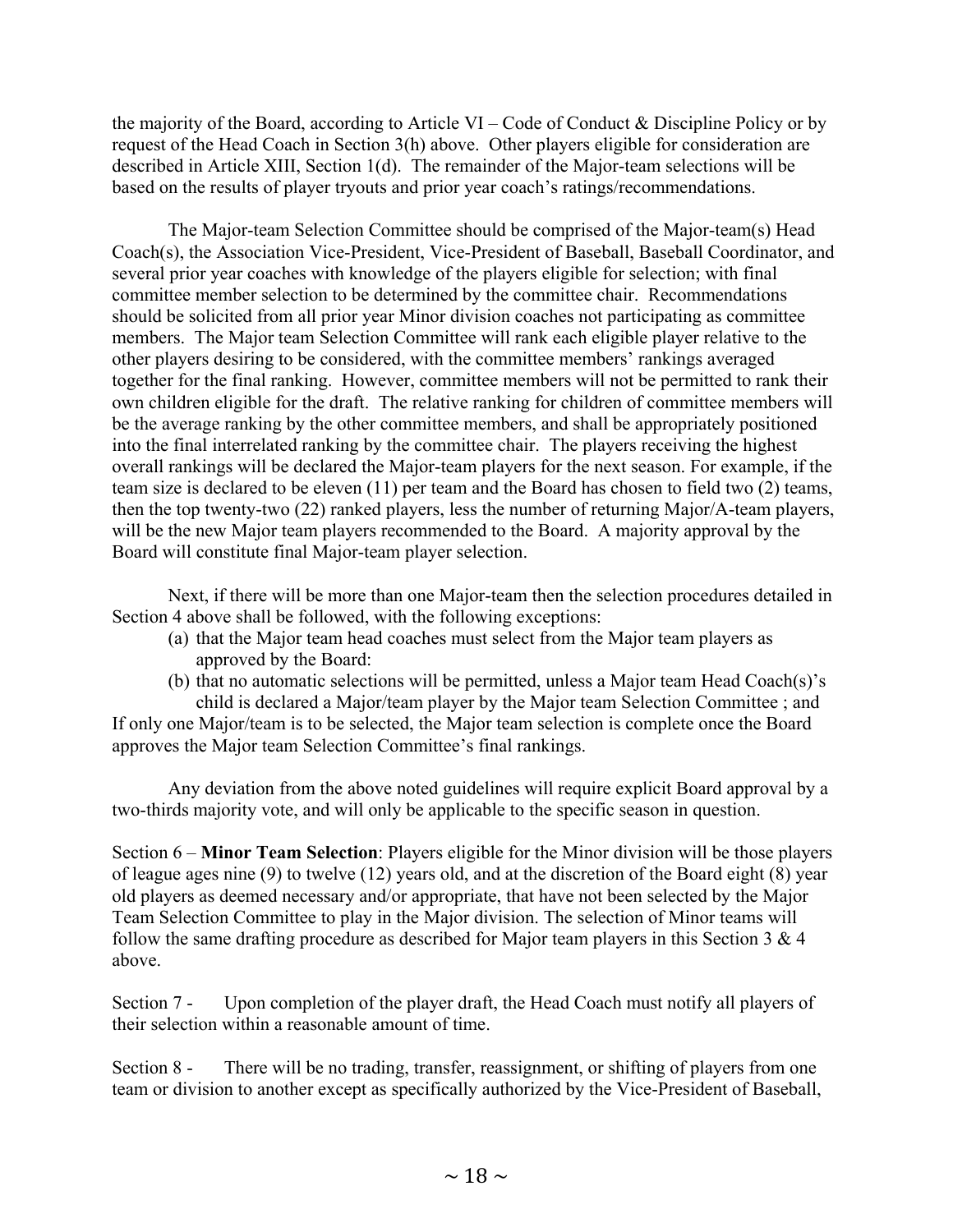the majority of the Board, according to Article VI – Code of Conduct & Discipline Policy or by request of the Head Coach in Section 3(h) above. Other players eligible for consideration are described in Article XIII, Section 1(d). The remainder of the Major-team selections will be based on the results of player tryouts and prior year coach's ratings/recommendations.

The Major-team Selection Committee should be comprised of the Major-team(s) Head Coach(s), the Association Vice-President, Vice-President of Baseball, Baseball Coordinator, and several prior year coaches with knowledge of the players eligible for selection; with final committee member selection to be determined by the committee chair. Recommendations should be solicited from all prior year Minor division coaches not participating as committee members. The Major team Selection Committee will rank each eligible player relative to the other players desiring to be considered, with the committee members' rankings averaged together for the final ranking. However, committee members will not be permitted to rank their own children eligible for the draft. The relative ranking for children of committee members will be the average ranking by the other committee members, and shall be appropriately positioned into the final interrelated ranking by the committee chair. The players receiving the highest overall rankings will be declared the Major-team players for the next season. For example, if the team size is declared to be eleven (11) per team and the Board has chosen to field two (2) teams, then the top twenty-two (22) ranked players, less the number of returning Major/A-team players, will be the new Major team players recommended to the Board. A majority approval by the Board will constitute final Major-team player selection.

Next, if there will be more than one Major-team then the selection procedures detailed in Section 4 above shall be followed, with the following exceptions:

(a) that the Major team head coaches must select from the Major team players as approved by the Board:
(b) that no automatic selections will be permitted, unless a Major team Head Coach(s)'s child is declared a Major/team player by the Major team Selection Committee ; and

If only one Major/team is to be selected, the Major team selection is complete once the Board approves the Major team Selection Committee's final rankings.

Any deviation from the above noted guidelines will require explicit Board approval by a two-thirds majority vote, and will only be applicable to the specific season in question.

Section 6 – **Minor Team Selection**: Players eligible for the Minor division will be those players of league ages nine (9) to twelve (12) years old, and at the discretion of the Board eight (8) year old players as deemed necessary and/or appropriate, that have not been selected by the Major Team Selection Committee to play in the Major division. The selection of Minor teams will follow the same drafting procedure as described for Major team players in this Section 3 & 4 above.

Section 7 - Upon completion of the player draft, the Head Coach must notify all players of their selection within a reasonable amount of time.

Section 8 - There will be no trading, transfer, reassignment, or shifting of players from one team or division to another except as specifically authorized by the Vice-President of Baseball,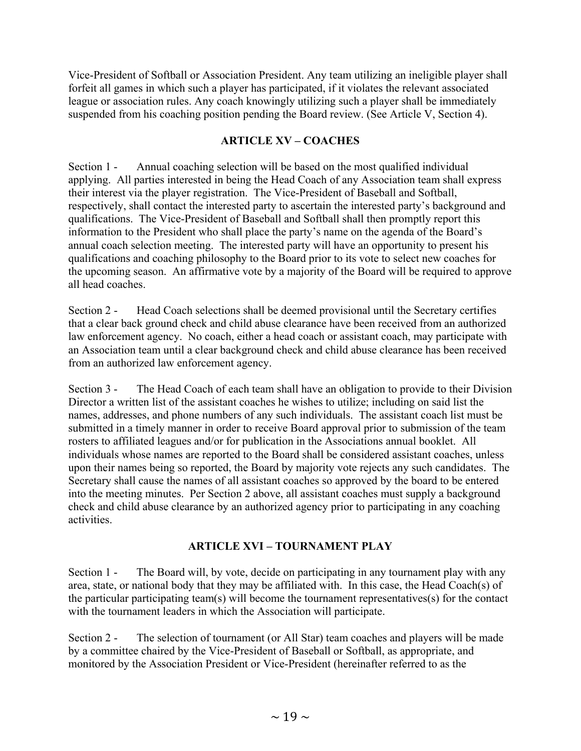Vice-President of Softball or Association President. Any team utilizing an ineligible player shall forfeit all games in which such a player has participated, if it violates the relevant associated league or association rules. Any coach knowingly utilizing such a player shall be immediately suspended from his coaching position pending the Board review. (See Article V, Section 4).

## ARTICLE XV – COACHES

Section 1 - Annual coaching selection will be based on the most qualified individual applying. All parties interested in being the Head Coach of any Association team shall express their interest via the player registration. The Vice-President of Baseball and Softball, respectively, shall contact the interested party to ascertain the interested party's background and qualifications. The Vice-President of Baseball and Softball shall then promptly report this information to the President who shall place the party's name on the agenda of the Board's annual coach selection meeting. The interested party will have an opportunity to present his qualifications and coaching philosophy to the Board prior to its vote to select new coaches for the upcoming season. An affirmative vote by a majority of the Board will be required to approve all head coaches.

Section 2 - Head Coach selections shall be deemed provisional until the Secretary certifies that a clear back ground check and child abuse clearance have been received from an authorized law enforcement agency. No coach, either a head coach or assistant coach, may participate with an Association team until a clear background check and child abuse clearance has been received from an authorized law enforcement agency.

Section 3 - The Head Coach of each team shall have an obligation to provide to their Division Director a written list of the assistant coaches he wishes to utilize; including on said list the names, addresses, and phone numbers of any such individuals. The assistant coach list must be submitted in a timely manner in order to receive Board approval prior to submission of the team rosters to affiliated leagues and/or for publication in the Associations annual booklet. All individuals whose names are reported to the Board shall be considered assistant coaches, unless upon their names being so reported, the Board by majority vote rejects any such candidates. The Secretary shall cause the names of all assistant coaches so approved by the board to be entered into the meeting minutes. Per Section 2 above, all assistant coaches must supply a background check and child abuse clearance by an authorized agency prior to participating in any coaching activities.

## ARTICLE XVI – TOURNAMENT PLAY

Section 1 - The Board will, by vote, decide on participating in any tournament play with any area, state, or national body that they may be affiliated with. In this case, the Head Coach(s) of the particular participating team(s) will become the tournament representatives(s) for the contact with the tournament leaders in which the Association will participate.

Section 2 - The selection of tournament (or All Star) team coaches and players will be made by a committee chaired by the Vice-President of Baseball or Softball, as appropriate, and monitored by the Association President or Vice-President (hereinafter referred to as the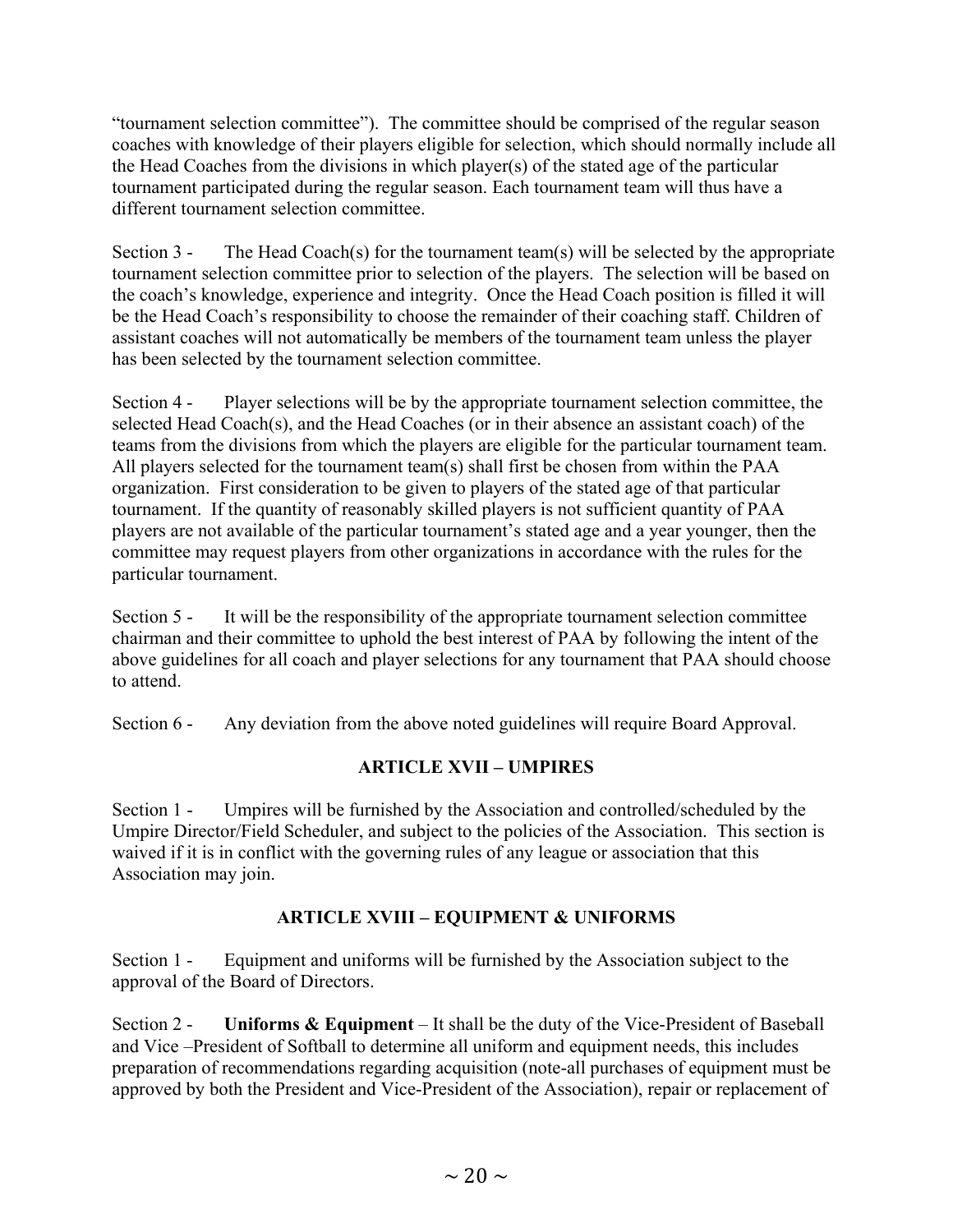"tournament selection committee"). The committee should be comprised of the regular season coaches with knowledge of their players eligible for selection, which should normally include all the Head Coaches from the divisions in which player(s) of the stated age of the particular tournament participated during the regular season. Each tournament team will thus have a different tournament selection committee.

Section 3 - The Head Coach(s) for the tournament team(s) will be selected by the appropriate tournament selection committee prior to selection of the players. The selection will be based on the coach's knowledge, experience and integrity. Once the Head Coach position is filled it will be the Head Coach's responsibility to choose the remainder of their coaching staff. Children of assistant coaches will not automatically be members of the tournament team unless the player has been selected by the tournament selection committee.

Section 4 - Player selections will be by the appropriate tournament selection committee, the selected Head Coach(s), and the Head Coaches (or in their absence an assistant coach) of the teams from the divisions from which the players are eligible for the particular tournament team. All players selected for the tournament team(s) shall first be chosen from within the PAA organization. First consideration to be given to players of the stated age of that particular tournament. If the quantity of reasonably skilled players is not sufficient quantity of PAA players are not available of the particular tournament's stated age and a year younger, then the committee may request players from other organizations in accordance with the rules for the particular tournament.

Section 5 - It will be the responsibility of the appropriate tournament selection committee chairman and their committee to uphold the best interest of PAA by following the intent of the above guidelines for all coach and player selections for any tournament that PAA should choose to attend.

Section 6 - Any deviation from the above noted guidelines will require Board Approval.

## ARTICLE XVII – UMPIRES

Section 1 - Umpires will be furnished by the Association and controlled/scheduled by the Umpire Director/Field Scheduler, and subject to the policies of the Association. This section is waived if it is in conflict with the governing rules of any league or association that this Association may join.

## ARTICLE XVIII – EQUIPMENT & UNIFORMS

Section 1 - Equipment and uniforms will be furnished by the Association subject to the approval of the Board of Directors.

Section 2 - **Uniforms & Equipment** – It shall be the duty of the Vice-President of Baseball and Vice –President of Softball to determine all uniform and equipment needs, this includes preparation of recommendations regarding acquisition (note-all purchases of equipment must be approved by both the President and Vice-President of the Association), repair or replacement of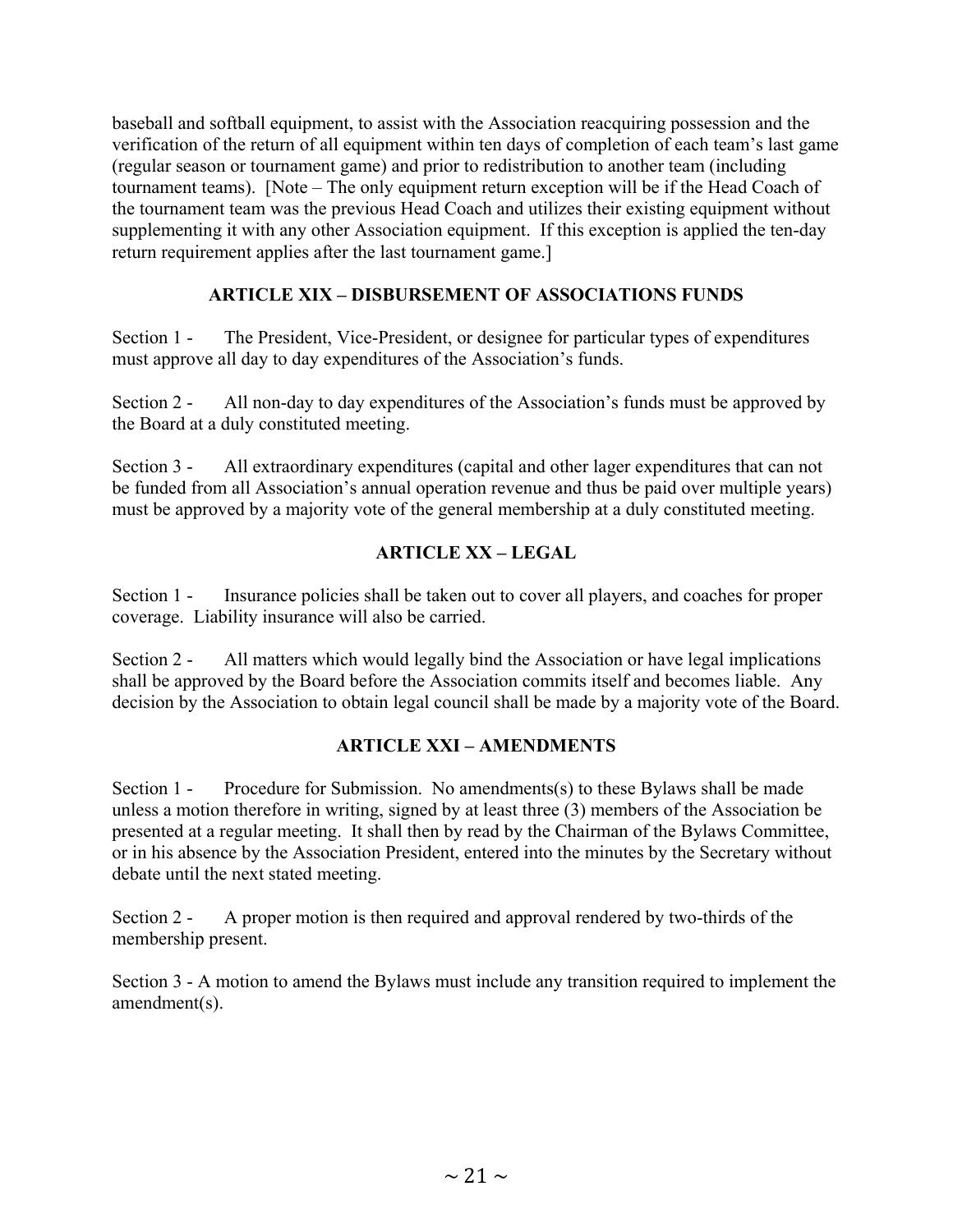baseball and softball equipment, to assist with the Association reacquiring possession and the verification of the return of all equipment within ten days of completion of each team's last game (regular season or tournament game) and prior to redistribution to another team (including tournament teams). [Note – The only equipment return exception will be if the Head Coach of the tournament team was the previous Head Coach and utilizes their existing equipment without supplementing it with any other Association equipment. If this exception is applied the ten-day return requirement applies after the last tournament game.]

## ARTICLE XIX – DISBURSEMENT OF ASSOCIATIONS FUNDS

Section 1 - The President, Vice-President, or designee for particular types of expenditures must approve all day to day expenditures of the Association's funds.

Section 2 - All non-day to day expenditures of the Association's funds must be approved by the Board at a duly constituted meeting.

Section 3 - All extraordinary expenditures (capital and other lager expenditures that can not be funded from all Association's annual operation revenue and thus be paid over multiple years) must be approved by a majority vote of the general membership at a duly constituted meeting.

## ARTICLE XX – LEGAL

Section 1 - Insurance policies shall be taken out to cover all players, and coaches for proper coverage. Liability insurance will also be carried.

Section 2 - All matters which would legally bind the Association or have legal implications shall be approved by the Board before the Association commits itself and becomes liable. Any decision by the Association to obtain legal council shall be made by a majority vote of the Board.

## ARTICLE XXI – AMENDMENTS

Section 1 - Procedure for Submission. No amendments(s) to these Bylaws shall be made unless a motion therefore in writing, signed by at least three (3) members of the Association be presented at a regular meeting. It shall then by read by the Chairman of the Bylaws Committee, or in his absence by the Association President, entered into the minutes by the Secretary without debate until the next stated meeting.

Section 2 - A proper motion is then required and approval rendered by two-thirds of the membership present.

Section 3 - A motion to amend the Bylaws must include any transition required to implement the amendment(s).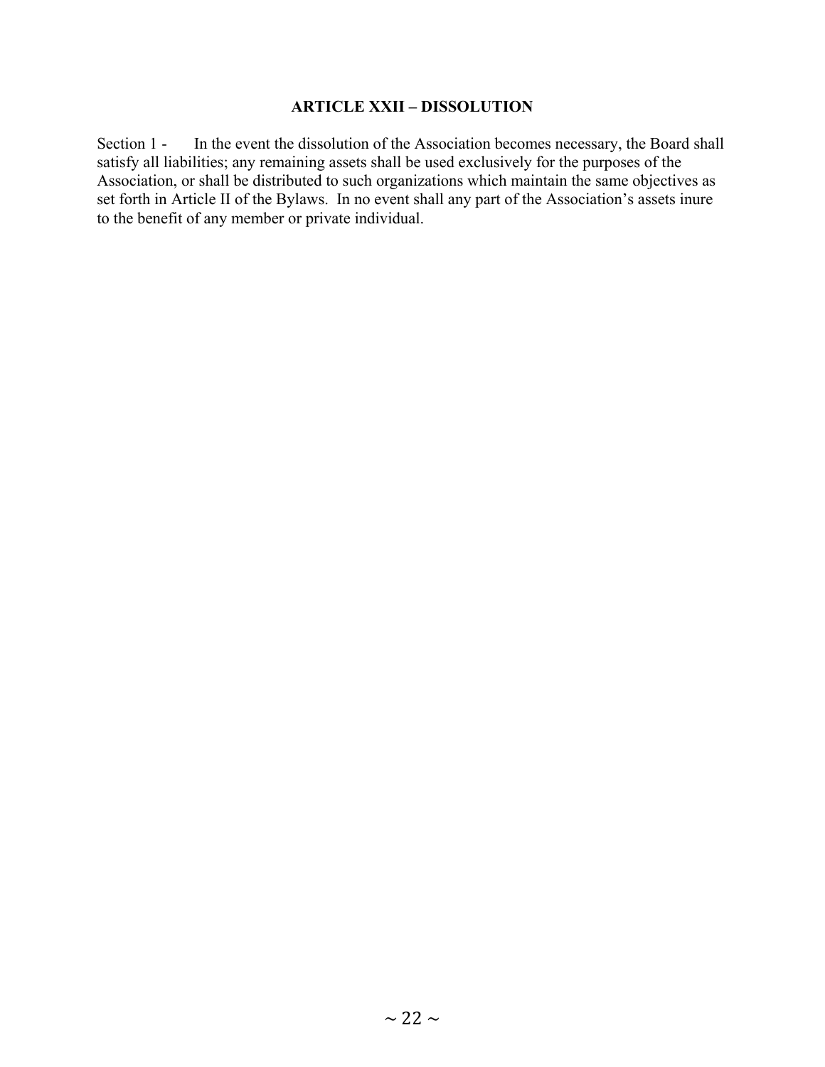## ARTICLE XXII – DISSOLUTION

Section 1 - In the event the dissolution of the Association becomes necessary, the Board shall satisfy all liabilities; any remaining assets shall be used exclusively for the purposes of the Association, or shall be distributed to such organizations which maintain the same objectives as set forth in Article II of the Bylaws. In no event shall any part of the Association's assets inure to the benefit of any member or private individual.